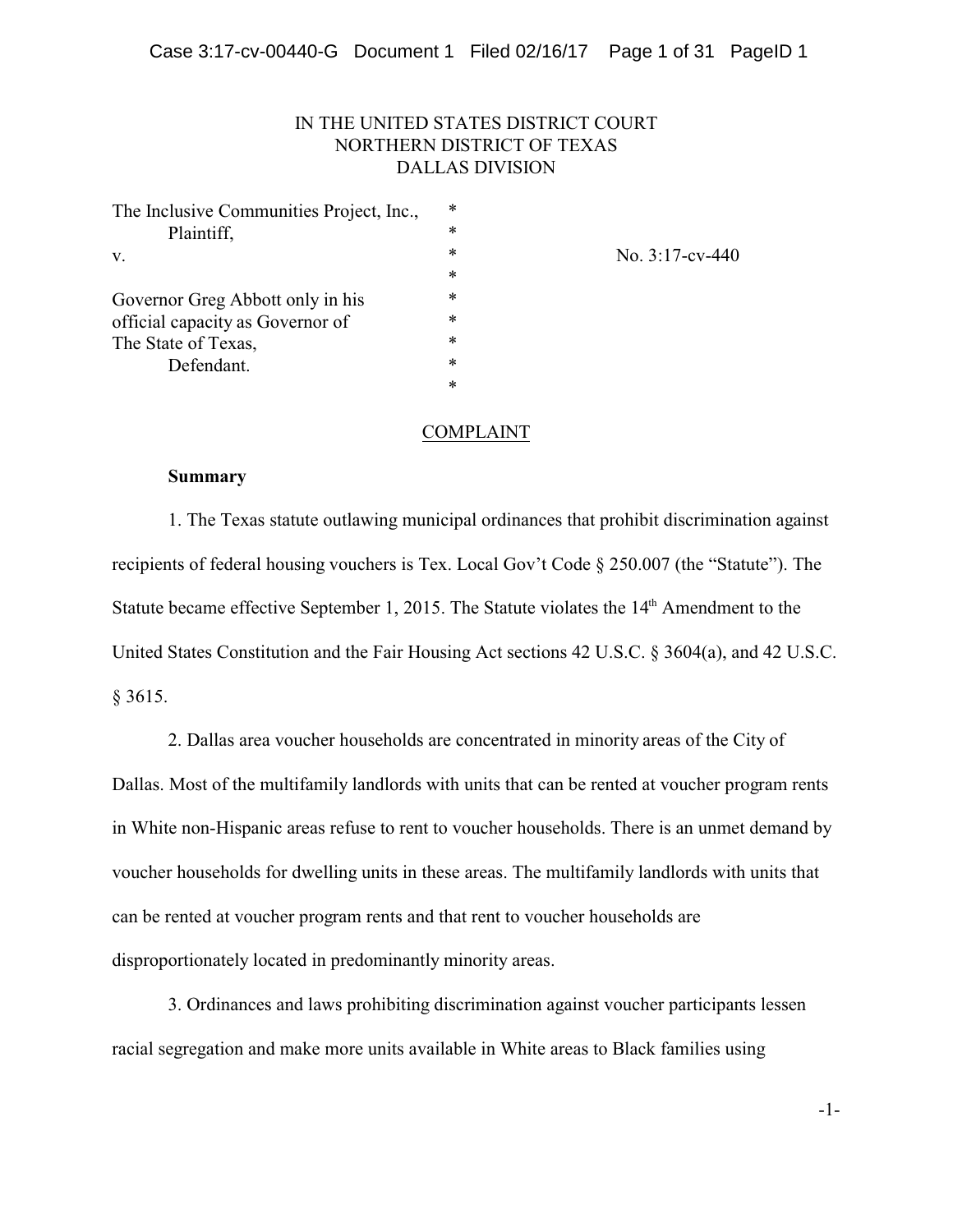IN THE UNITED STATES DISTRICT COURT
NORTHERN DISTRICT OF TEXAS
DALLAS DIVISION

| | | |
|---|---|---|
| The Inclusive Communities Project, Inc., Plaintiff, | * | |
| v. | * | No. 3:17-cv-440 |
| | * | |
| Governor Greg Abbott only in his official capacity as Governor of The State of Texas, Defendant. | * | |

COMPLAINT

**Summary**

1. The Texas statute outlawing municipal ordinances that prohibit discrimination against recipients of federal housing vouchers is Tex. Local Gov't Code § 250.007 (the "Statute"). The Statute became effective September 1, 2015. The Statute violates the 14th Amendment to the United States Constitution and the Fair Housing Act sections 42 U.S.C. § 3604(a), and 42 U.S.C. § 3615.

2. Dallas area voucher households are concentrated in minority areas of the City of Dallas. Most of the multifamily landlords with units that can be rented at voucher program rents in White non-Hispanic areas refuse to rent to voucher households. There is an unmet demand by voucher households for dwelling units in these areas. The multifamily landlords with units that can be rented at voucher program rents and that rent to voucher households are disproportionately located in predominantly minority areas.

3. Ordinances and laws prohibiting discrimination against voucher participants lessen racial segregation and make more units available in White areas to Black families using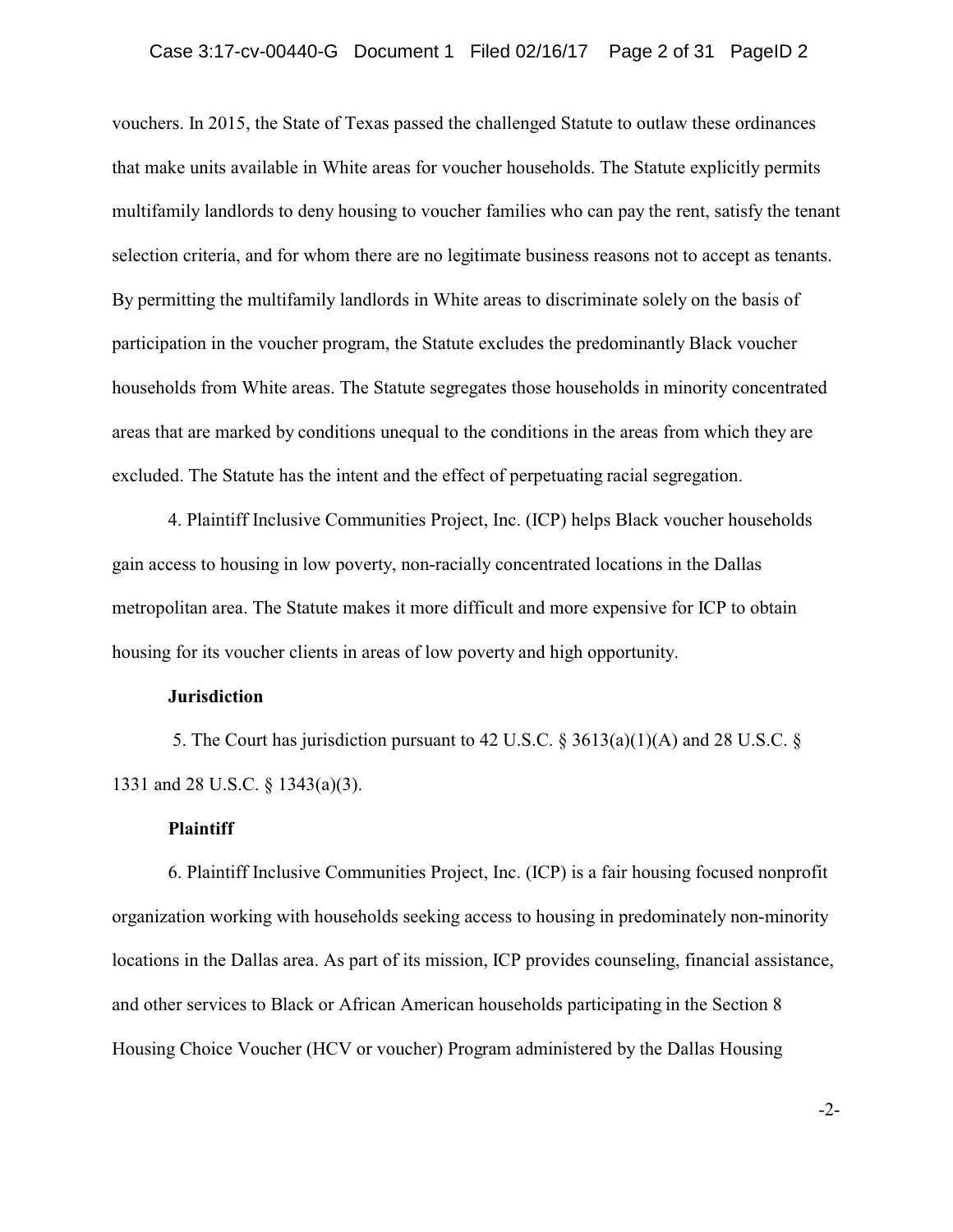vouchers. In 2015, the State of Texas passed the challenged Statute to outlaw these ordinances that make units available in White areas for voucher households. The Statute explicitly permits multifamily landlords to deny housing to voucher families who can pay the rent, satisfy the tenant selection criteria, and for whom there are no legitimate business reasons not to accept as tenants. By permitting the multifamily landlords in White areas to discriminate solely on the basis of participation in the voucher program, the Statute excludes the predominantly Black voucher households from White areas. The Statute segregates those households in minority concentrated areas that are marked by conditions unequal to the conditions in the areas from which they are excluded. The Statute has the intent and the effect of perpetuating racial segregation.

4. Plaintiff Inclusive Communities Project, Inc. (ICP) helps Black voucher households gain access to housing in low poverty, non-racially concentrated locations in the Dallas metropolitan area. The Statute makes it more difficult and more expensive for ICP to obtain housing for its voucher clients in areas of low poverty and high opportunity.

**Jurisdiction**

5. The Court has jurisdiction pursuant to 42 U.S.C. § 3613(a)(1)(A) and 28 U.S.C. § 1331 and 28 U.S.C. § 1343(a)(3).

**Plaintiff**

6. Plaintiff Inclusive Communities Project, Inc. (ICP) is a fair housing focused nonprofit organization working with households seeking access to housing in predominately non-minority locations in the Dallas area. As part of its mission, ICP provides counseling, financial assistance, and other services to Black or African American households participating in the Section 8 Housing Choice Voucher (HCV or voucher) Program administered by the Dallas Housing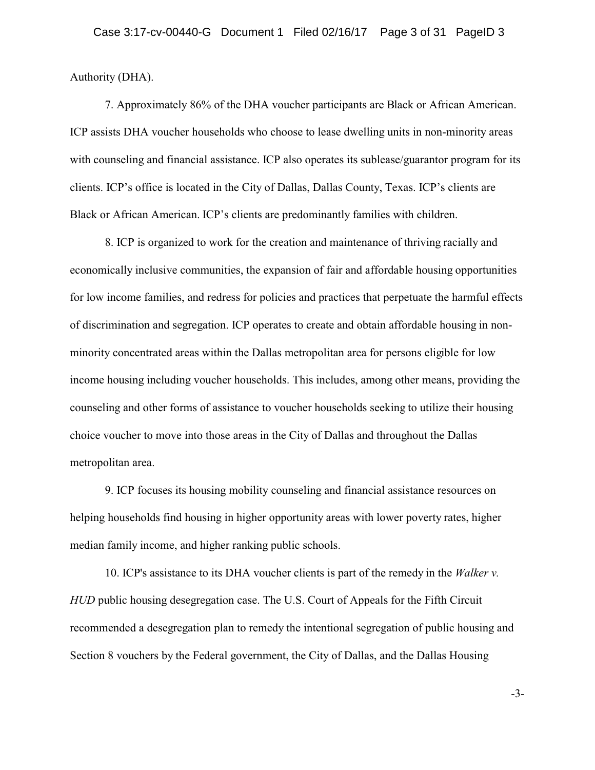Authority (DHA).

7. Approximately 86% of the DHA voucher participants are Black or African American. ICP assists DHA voucher households who choose to lease dwelling units in non-minority areas with counseling and financial assistance. ICP also operates its sublease/guarantor program for its clients. ICP's office is located in the City of Dallas, Dallas County, Texas. ICP's clients are Black or African American. ICP's clients are predominantly families with children.

8. ICP is organized to work for the creation and maintenance of thriving racially and economically inclusive communities, the expansion of fair and affordable housing opportunities for low income families, and redress for policies and practices that perpetuate the harmful effects of discrimination and segregation. ICP operates to create and obtain affordable housing in non-minority concentrated areas within the Dallas metropolitan area for persons eligible for low income housing including voucher households. This includes, among other means, providing the counseling and other forms of assistance to voucher households seeking to utilize their housing choice voucher to move into those areas in the City of Dallas and throughout the Dallas metropolitan area.

9. ICP focuses its housing mobility counseling and financial assistance resources on helping households find housing in higher opportunity areas with lower poverty rates, higher median family income, and higher ranking public schools.

10. ICP's assistance to its DHA voucher clients is part of the remedy in the *Walker v. HUD* public housing desegregation case. The U.S. Court of Appeals for the Fifth Circuit recommended a desegregation plan to remedy the intentional segregation of public housing and Section 8 vouchers by the Federal government, the City of Dallas, and the Dallas Housing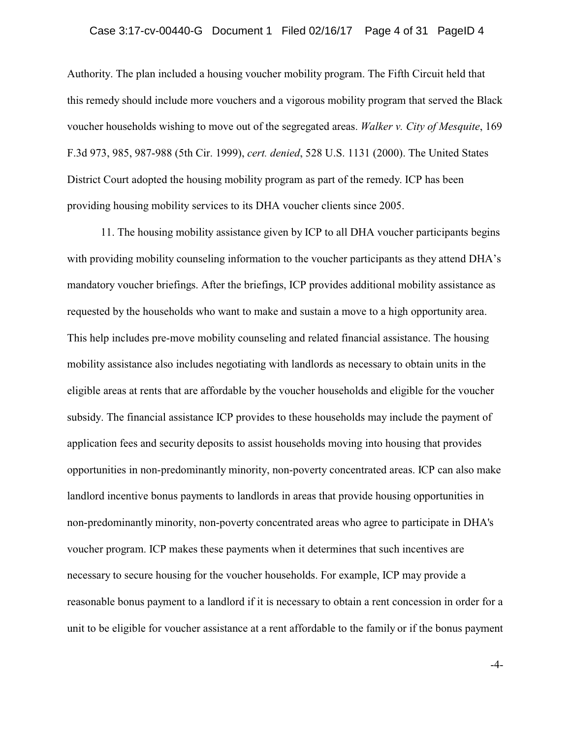Authority. The plan included a housing voucher mobility program. The Fifth Circuit held that this remedy should include more vouchers and a vigorous mobility program that served the Black voucher households wishing to move out of the segregated areas. *Walker v. City of Mesquite*, 169 F.3d 973, 985, 987-988 (5th Cir. 1999), *cert. denied*, 528 U.S. 1131 (2000). The United States District Court adopted the housing mobility program as part of the remedy. ICP has been providing housing mobility services to its DHA voucher clients since 2005.

11. The housing mobility assistance given by ICP to all DHA voucher participants begins with providing mobility counseling information to the voucher participants as they attend DHA's mandatory voucher briefings. After the briefings, ICP provides additional mobility assistance as requested by the households who want to make and sustain a move to a high opportunity area. This help includes pre-move mobility counseling and related financial assistance. The housing mobility assistance also includes negotiating with landlords as necessary to obtain units in the eligible areas at rents that are affordable by the voucher households and eligible for the voucher subsidy. The financial assistance ICP provides to these households may include the payment of application fees and security deposits to assist households moving into housing that provides opportunities in non-predominantly minority, non-poverty concentrated areas. ICP can also make landlord incentive bonus payments to landlords in areas that provide housing opportunities in non-predominantly minority, non-poverty concentrated areas who agree to participate in DHA's voucher program. ICP makes these payments when it determines that such incentives are necessary to secure housing for the voucher households. For example, ICP may provide a reasonable bonus payment to a landlord if it is necessary to obtain a rent concession in order for a unit to be eligible for voucher assistance at a rent affordable to the family or if the bonus payment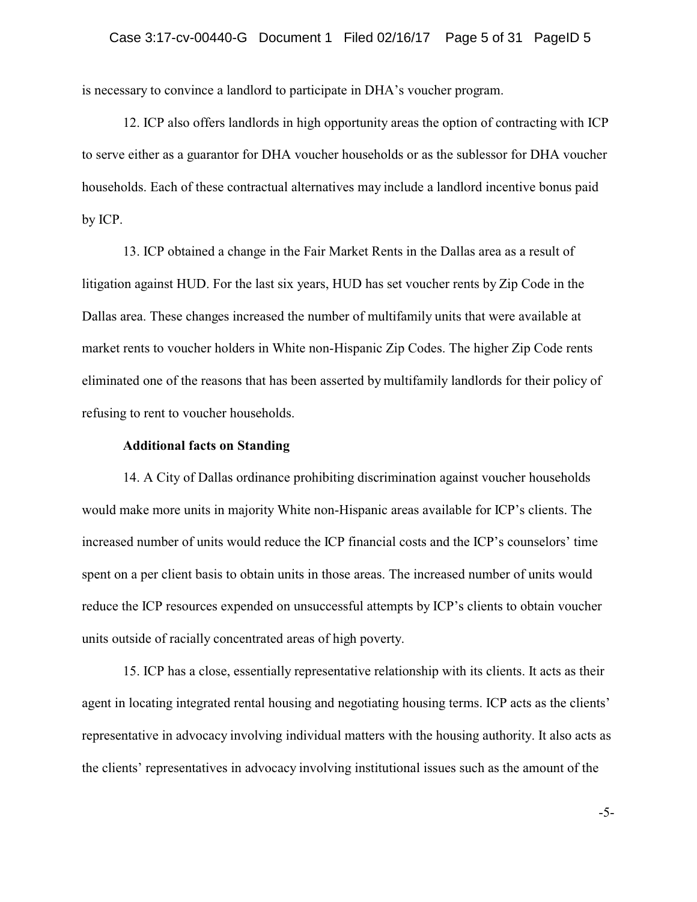is necessary to convince a landlord to participate in DHA's voucher program.

12. ICP also offers landlords in high opportunity areas the option of contracting with ICP to serve either as a guarantor for DHA voucher households or as the sublessor for DHA voucher households. Each of these contractual alternatives may include a landlord incentive bonus paid by ICP.

13. ICP obtained a change in the Fair Market Rents in the Dallas area as a result of litigation against HUD. For the last six years, HUD has set voucher rents by Zip Code in the Dallas area. These changes increased the number of multifamily units that were available at market rents to voucher holders in White non-Hispanic Zip Codes. The higher Zip Code rents eliminated one of the reasons that has been asserted by multifamily landlords for their policy of refusing to rent to voucher households.

**Additional facts on Standing**

14. A City of Dallas ordinance prohibiting discrimination against voucher households would make more units in majority White non-Hispanic areas available for ICP's clients. The increased number of units would reduce the ICP financial costs and the ICP's counselors' time spent on a per client basis to obtain units in those areas. The increased number of units would reduce the ICP resources expended on unsuccessful attempts by ICP's clients to obtain voucher units outside of racially concentrated areas of high poverty.

15. ICP has a close, essentially representative relationship with its clients. It acts as their agent in locating integrated rental housing and negotiating housing terms. ICP acts as the clients' representative in advocacy involving individual matters with the housing authority. It also acts as the clients' representatives in advocacy involving institutional issues such as the amount of the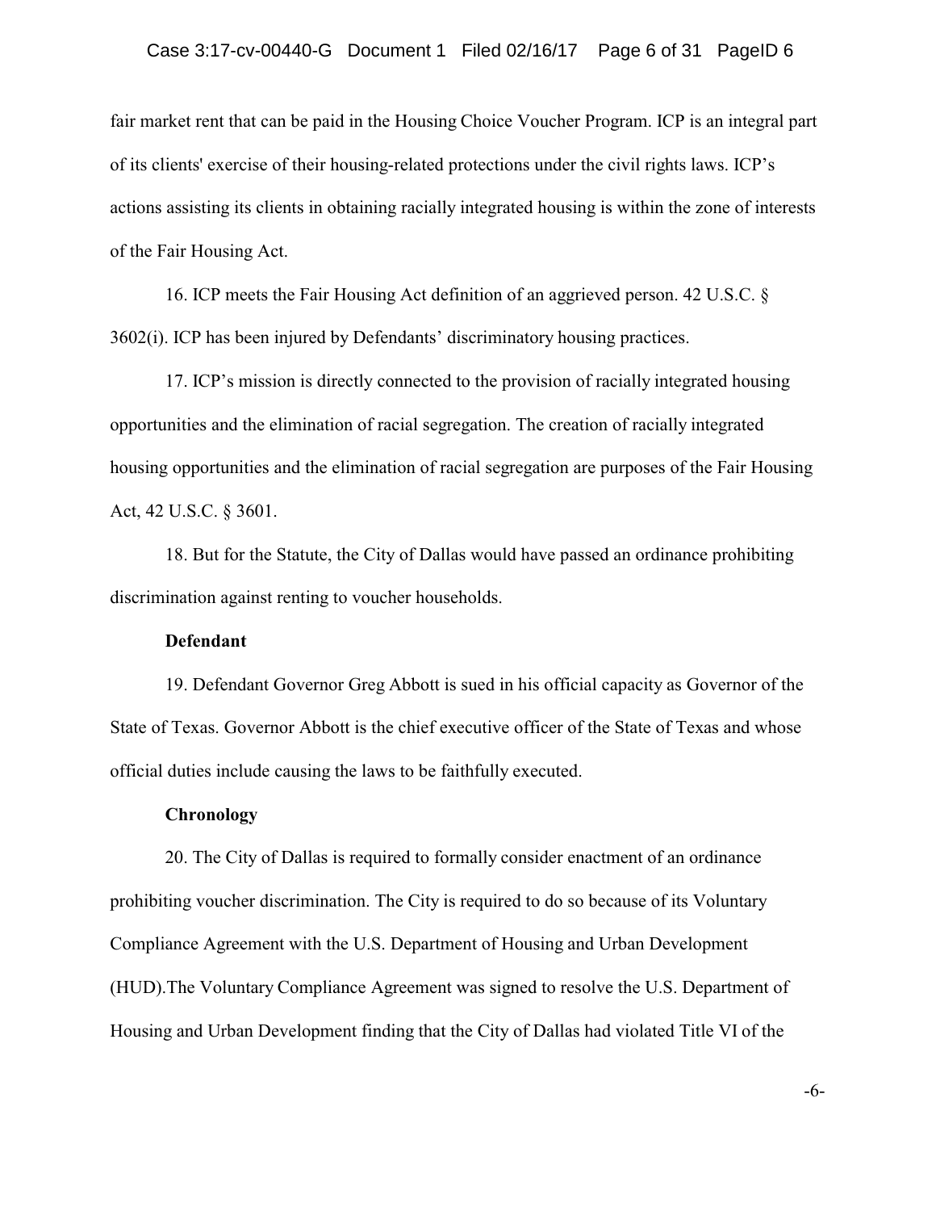fair market rent that can be paid in the Housing Choice Voucher Program. ICP is an integral part of its clients' exercise of their housing-related protections under the civil rights laws. ICP's actions assisting its clients in obtaining racially integrated housing is within the zone of interests of the Fair Housing Act.

16. ICP meets the Fair Housing Act definition of an aggrieved person. 42 U.S.C. § 3602(i). ICP has been injured by Defendants' discriminatory housing practices.

17. ICP's mission is directly connected to the provision of racially integrated housing opportunities and the elimination of racial segregation. The creation of racially integrated housing opportunities and the elimination of racial segregation are purposes of the Fair Housing Act, 42 U.S.C. § 3601.

18. But for the Statute, the City of Dallas would have passed an ordinance prohibiting discrimination against renting to voucher households.

**Defendant**

19. Defendant Governor Greg Abbott is sued in his official capacity as Governor of the State of Texas. Governor Abbott is the chief executive officer of the State of Texas and whose official duties include causing the laws to be faithfully executed.

**Chronology**

20. The City of Dallas is required to formally consider enactment of an ordinance prohibiting voucher discrimination. The City is required to do so because of its Voluntary Compliance Agreement with the U.S. Department of Housing and Urban Development (HUD).The Voluntary Compliance Agreement was signed to resolve the U.S. Department of Housing and Urban Development finding that the City of Dallas had violated Title VI of the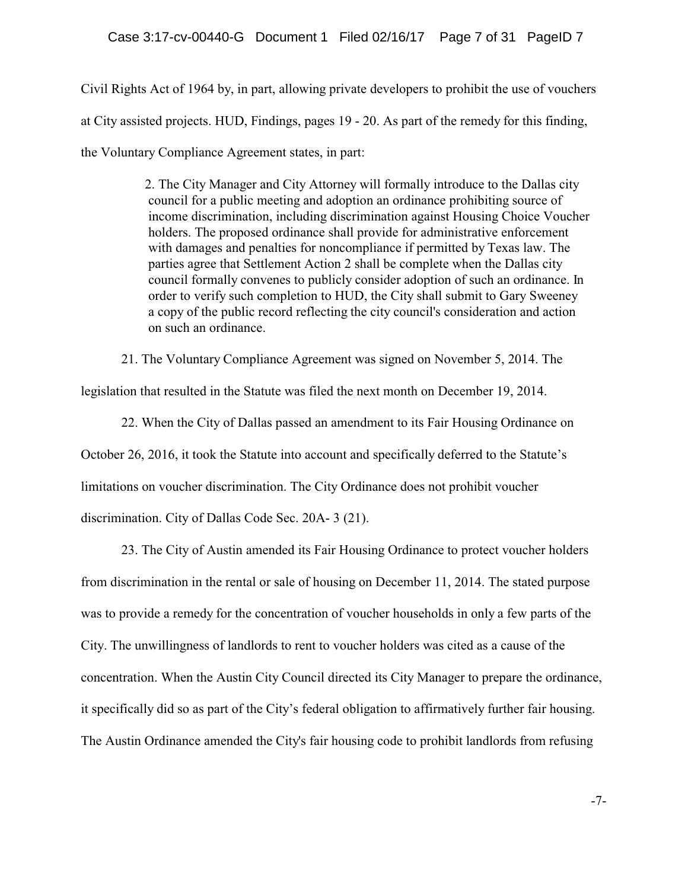Civil Rights Act of 1964 by, in part, allowing private developers to prohibit the use of vouchers at City assisted projects. HUD, Findings, pages 19 - 20. As part of the remedy for this finding, the Voluntary Compliance Agreement states, in part:

> 2. The City Manager and City Attorney will formally introduce to the Dallas city council for a public meeting and adoption an ordinance prohibiting source of income discrimination, including discrimination against Housing Choice Voucher holders. The proposed ordinance shall provide for administrative enforcement with damages and penalties for noncompliance if permitted by Texas law. The parties agree that Settlement Action 2 shall be complete when the Dallas city council formally convenes to publicly consider adoption of such an ordinance. In order to verify such completion to HUD, the City shall submit to Gary Sweeney a copy of the public record reflecting the city council's consideration and action on such an ordinance.

21. The Voluntary Compliance Agreement was signed on November 5, 2014. The legislation that resulted in the Statute was filed the next month on December 19, 2014.

22. When the City of Dallas passed an amendment to its Fair Housing Ordinance on October 26, 2016, it took the Statute into account and specifically deferred to the Statute's limitations on voucher discrimination. The City Ordinance does not prohibit voucher discrimination. City of Dallas Code Sec. 20A- 3 (21).

23. The City of Austin amended its Fair Housing Ordinance to protect voucher holders from discrimination in the rental or sale of housing on December 11, 2014. The stated purpose was to provide a remedy for the concentration of voucher households in only a few parts of the City. The unwillingness of landlords to rent to voucher holders was cited as a cause of the concentration. When the Austin City Council directed its City Manager to prepare the ordinance, it specifically did so as part of the City's federal obligation to affirmatively further fair housing. The Austin Ordinance amended the City's fair housing code to prohibit landlords from refusing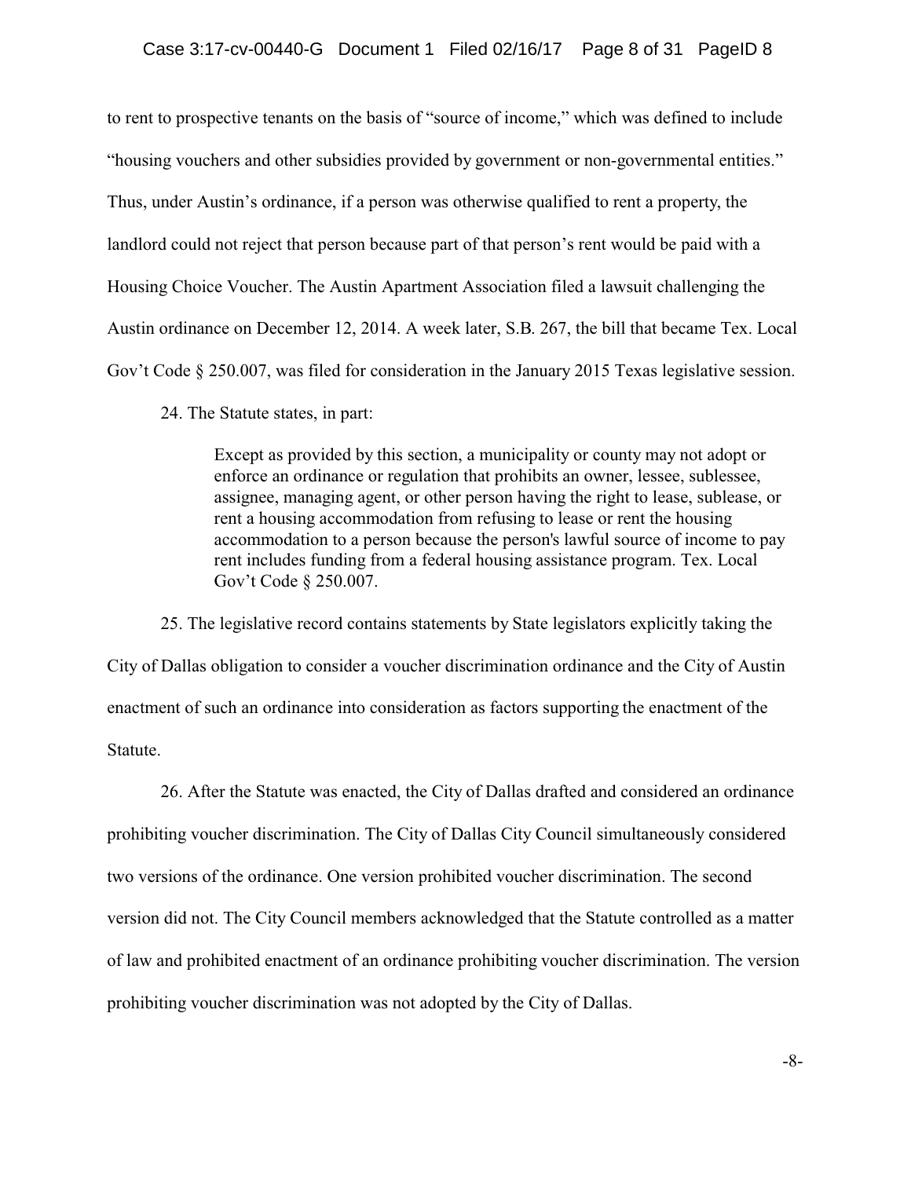to rent to prospective tenants on the basis of "source of income," which was defined to include "housing vouchers and other subsidies provided by government or non-governmental entities." Thus, under Austin's ordinance, if a person was otherwise qualified to rent a property, the landlord could not reject that person because part of that person's rent would be paid with a Housing Choice Voucher. The Austin Apartment Association filed a lawsuit challenging the Austin ordinance on December 12, 2014. A week later, S.B. 267, the bill that became Tex. Local Gov't Code § 250.007, was filed for consideration in the January 2015 Texas legislative session.

24. The Statute states, in part:

> Except as provided by this section, a municipality or county may not adopt or enforce an ordinance or regulation that prohibits an owner, lessee, sublessee, assignee, managing agent, or other person having the right to lease, sublease, or rent a housing accommodation from refusing to lease or rent the housing accommodation to a person because the person's lawful source of income to pay rent includes funding from a federal housing assistance program. Tex. Local Gov't Code § 250.007.

25. The legislative record contains statements by State legislators explicitly taking the City of Dallas obligation to consider a voucher discrimination ordinance and the City of Austin enactment of such an ordinance into consideration as factors supporting the enactment of the Statute.

26. After the Statute was enacted, the City of Dallas drafted and considered an ordinance prohibiting voucher discrimination. The City of Dallas City Council simultaneously considered two versions of the ordinance. One version prohibited voucher discrimination. The second version did not. The City Council members acknowledged that the Statute controlled as a matter of law and prohibited enactment of an ordinance prohibiting voucher discrimination. The version prohibiting voucher discrimination was not adopted by the City of Dallas.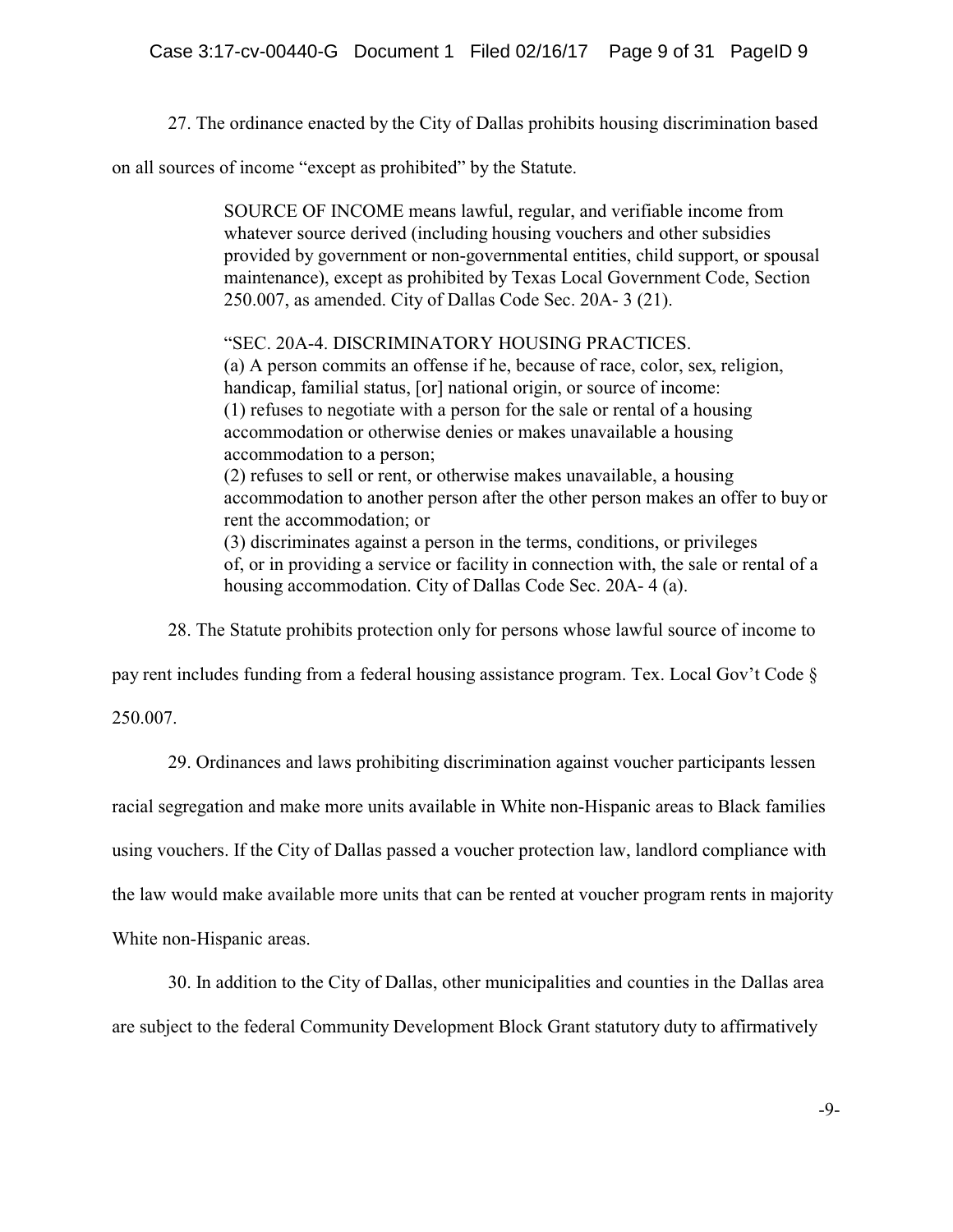27. The ordinance enacted by the City of Dallas prohibits housing discrimination based on all sources of income "except as prohibited" by the Statute.

> SOURCE OF INCOME means lawful, regular, and verifiable income from whatever source derived (including housing vouchers and other subsidies provided by government or non-governmental entities, child support, or spousal maintenance), except as prohibited by Texas Local Government Code, Section 250.007, as amended. City of Dallas Code Sec. 20A- 3 (21).
>
> "SEC. 20A-4. DISCRIMINATORY HOUSING PRACTICES.
> (a) A person commits an offense if he, because of race, color, sex, religion, handicap, familial status, [or] national origin, or source of income:
> (1) refuses to negotiate with a person for the sale or rental of a housing accommodation or otherwise denies or makes unavailable a housing accommodation to a person;
> (2) refuses to sell or rent, or otherwise makes unavailable, a housing accommodation to another person after the other person makes an offer to buy or rent the accommodation; or
> (3) discriminates against a person in the terms, conditions, or privileges of, or in providing a service or facility in connection with, the sale or rental of a housing accommodation. City of Dallas Code Sec. 20A- 4 (a).

28. The Statute prohibits protection only for persons whose lawful source of income to pay rent includes funding from a federal housing assistance program. Tex. Local Gov't Code § 250.007.

29. Ordinances and laws prohibiting discrimination against voucher participants lessen racial segregation and make more units available in White non-Hispanic areas to Black families using vouchers. If the City of Dallas passed a voucher protection law, landlord compliance with the law would make available more units that can be rented at voucher program rents in majority White non-Hispanic areas.

30. In addition to the City of Dallas, other municipalities and counties in the Dallas area are subject to the federal Community Development Block Grant statutory duty to affirmatively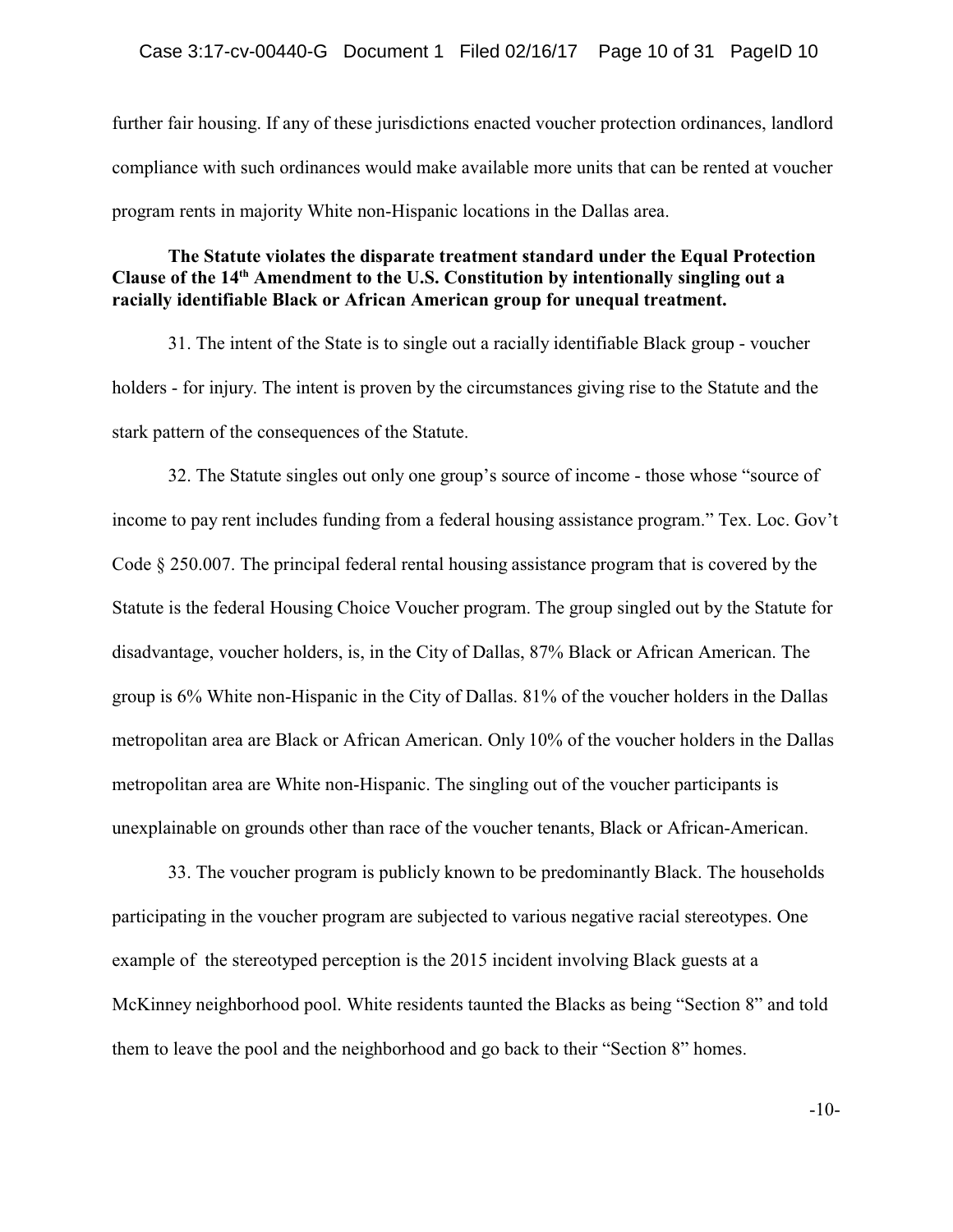further fair housing. If any of these jurisdictions enacted voucher protection ordinances, landlord compliance with such ordinances would make available more units that can be rented at voucher program rents in majority White non-Hispanic locations in the Dallas area.

**The Statute violates the disparate treatment standard under the Equal Protection Clause of the 14th Amendment to the U.S. Constitution by intentionally singling out a racially identifiable Black or African American group for unequal treatment.**

31. The intent of the State is to single out a racially identifiable Black group - voucher holders - for injury. The intent is proven by the circumstances giving rise to the Statute and the stark pattern of the consequences of the Statute.

32. The Statute singles out only one group's source of income - those whose "source of income to pay rent includes funding from a federal housing assistance program." Tex. Loc. Gov't Code § 250.007. The principal federal rental housing assistance program that is covered by the Statute is the federal Housing Choice Voucher program. The group singled out by the Statute for disadvantage, voucher holders, is, in the City of Dallas, 87% Black or African American. The group is 6% White non-Hispanic in the City of Dallas. 81% of the voucher holders in the Dallas metropolitan area are Black or African American. Only 10% of the voucher holders in the Dallas metropolitan area are White non-Hispanic. The singling out of the voucher participants is unexplainable on grounds other than race of the voucher tenants, Black or African-American.

33. The voucher program is publicly known to be predominantly Black. The households participating in the voucher program are subjected to various negative racial stereotypes. One example of the stereotyped perception is the 2015 incident involving Black guests at a McKinney neighborhood pool. White residents taunted the Blacks as being "Section 8" and told them to leave the pool and the neighborhood and go back to their "Section 8" homes.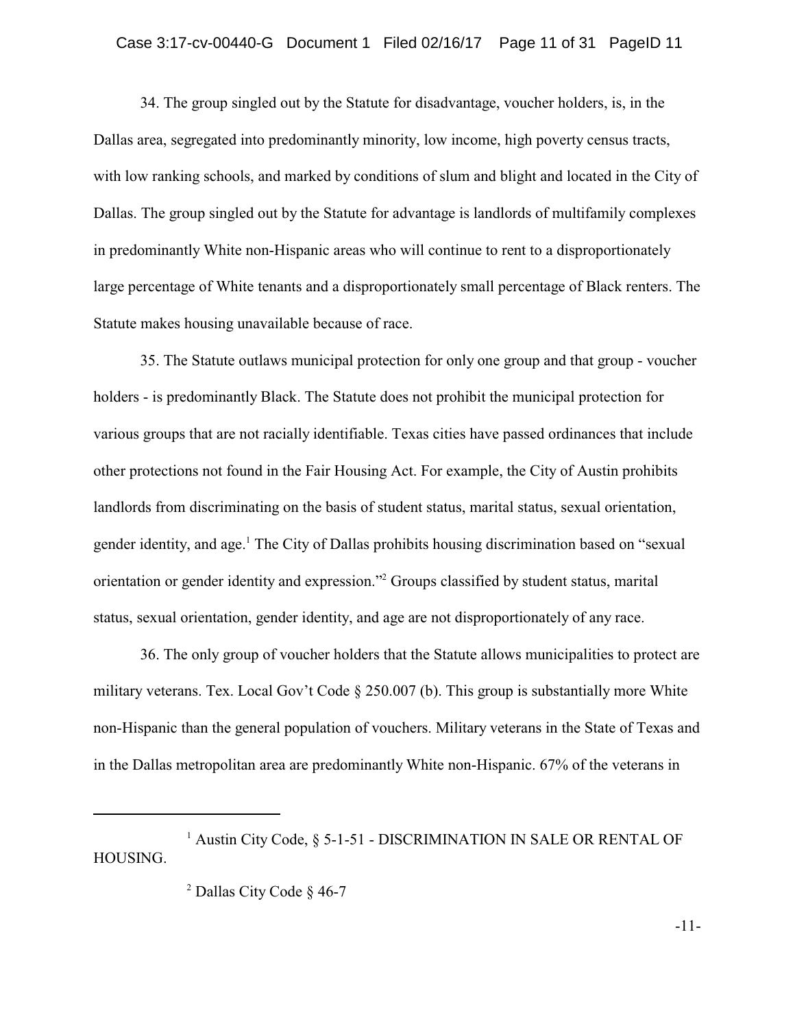34. The group singled out by the Statute for disadvantage, voucher holders, is, in the Dallas area, segregated into predominantly minority, low income, high poverty census tracts, with low ranking schools, and marked by conditions of slum and blight and located in the City of Dallas. The group singled out by the Statute for advantage is landlords of multifamily complexes in predominantly White non-Hispanic areas who will continue to rent to a disproportionately large percentage of White tenants and a disproportionately small percentage of Black renters. The Statute makes housing unavailable because of race.

35. The Statute outlaws municipal protection for only one group and that group - voucher holders - is predominantly Black. The Statute does not prohibit the municipal protection for various groups that are not racially identifiable. Texas cities have passed ordinances that include other protections not found in the Fair Housing Act. For example, the City of Austin prohibits landlords from discriminating on the basis of student status, marital status, sexual orientation, gender identity, and age.[1] The City of Dallas prohibits housing discrimination based on "sexual orientation or gender identity and expression."[2] Groups classified by student status, marital status, sexual orientation, gender identity, and age are not disproportionately of any race.

36. The only group of voucher holders that the Statute allows municipalities to protect are military veterans. Tex. Local Gov't Code § 250.007 (b). This group is substantially more White non-Hispanic than the general population of vouchers. Military veterans in the State of Texas and in the Dallas metropolitan area are predominantly White non-Hispanic. 67% of the veterans in

---

[1] Austin City Code, § 5-1-51 - DISCRIMINATION IN SALE OR RENTAL OF HOUSING.

[2] Dallas City Code § 46-7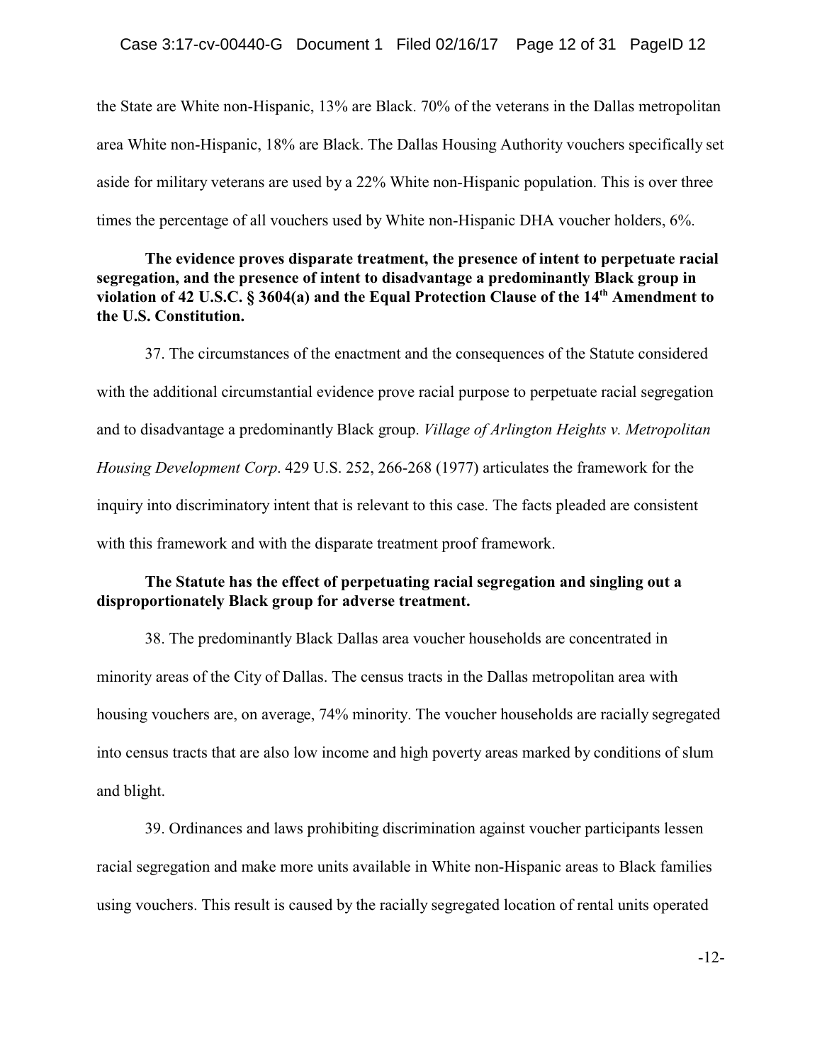the State are White non-Hispanic, 13% are Black. 70% of the veterans in the Dallas metropolitan area White non-Hispanic, 18% are Black. The Dallas Housing Authority vouchers specifically set aside for military veterans are used by a 22% White non-Hispanic population. This is over three times the percentage of all vouchers used by White non-Hispanic DHA voucher holders, 6%.

**The evidence proves disparate treatment, the presence of intent to perpetuate racial segregation, and the presence of intent to disadvantage a predominantly Black group in violation of 42 U.S.C. § 3604(a) and the Equal Protection Clause of the 14th Amendment to the U.S. Constitution.**

37. The circumstances of the enactment and the consequences of the Statute considered with the additional circumstantial evidence prove racial purpose to perpetuate racial segregation and to disadvantage a predominantly Black group. *Village of Arlington Heights v. Metropolitan Housing Development Corp*. 429 U.S. 252, 266-268 (1977) articulates the framework for the inquiry into discriminatory intent that is relevant to this case. The facts pleaded are consistent with this framework and with the disparate treatment proof framework.

**The Statute has the effect of perpetuating racial segregation and singling out a disproportionately Black group for adverse treatment.**

38. The predominantly Black Dallas area voucher households are concentrated in minority areas of the City of Dallas. The census tracts in the Dallas metropolitan area with housing vouchers are, on average, 74% minority. The voucher households are racially segregated into census tracts that are also low income and high poverty areas marked by conditions of slum and blight.

39. Ordinances and laws prohibiting discrimination against voucher participants lessen racial segregation and make more units available in White non-Hispanic areas to Black families using vouchers. This result is caused by the racially segregated location of rental units operated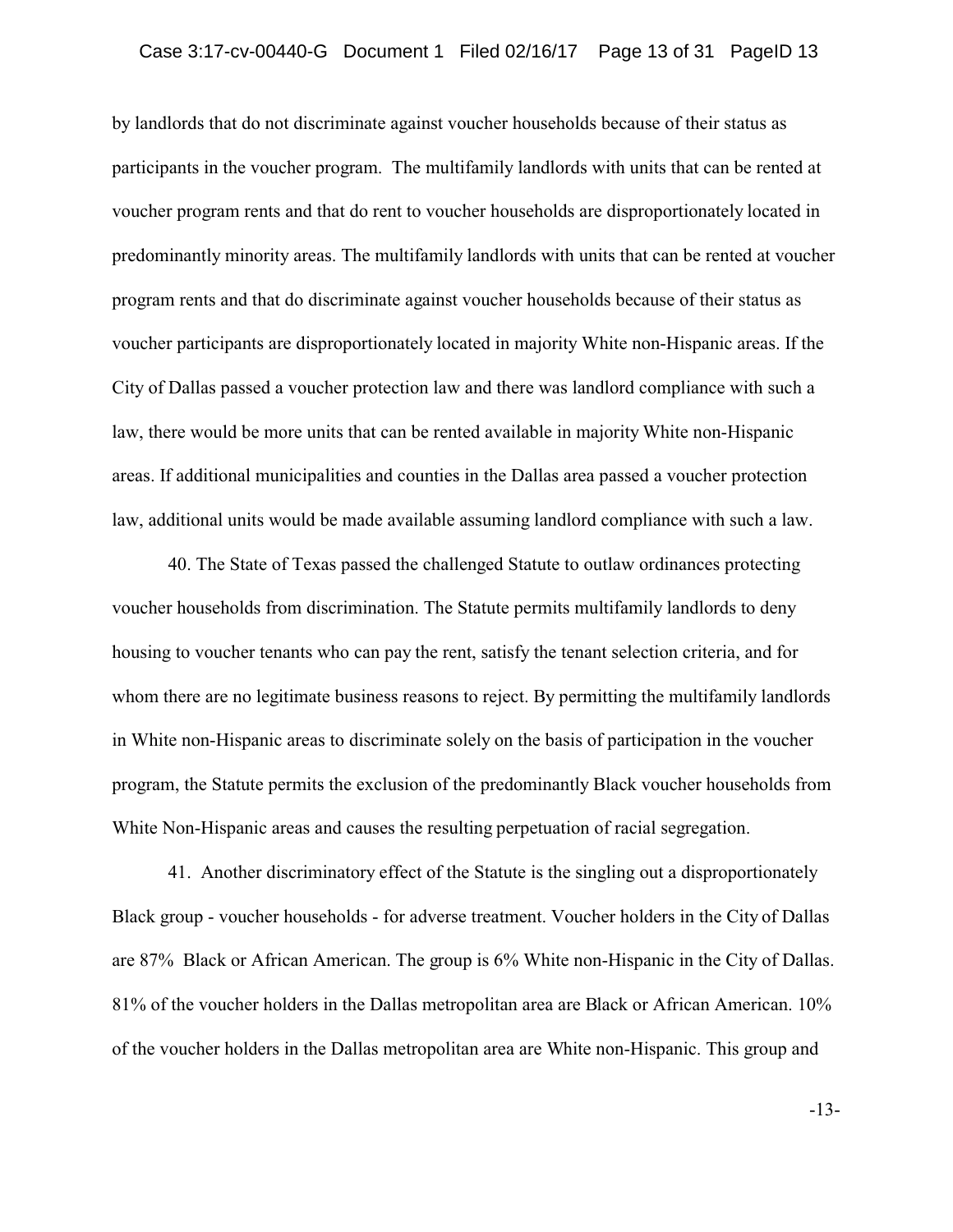by landlords that do not discriminate against voucher households because of their status as participants in the voucher program. The multifamily landlords with units that can be rented at voucher program rents and that do rent to voucher households are disproportionately located in predominantly minority areas. The multifamily landlords with units that can be rented at voucher program rents and that do discriminate against voucher households because of their status as voucher participants are disproportionately located in majority White non-Hispanic areas. If the City of Dallas passed a voucher protection law and there was landlord compliance with such a law, there would be more units that can be rented available in majority White non-Hispanic areas. If additional municipalities and counties in the Dallas area passed a voucher protection law, additional units would be made available assuming landlord compliance with such a law.

40. The State of Texas passed the challenged Statute to outlaw ordinances protecting voucher households from discrimination. The Statute permits multifamily landlords to deny housing to voucher tenants who can pay the rent, satisfy the tenant selection criteria, and for whom there are no legitimate business reasons to reject. By permitting the multifamily landlords in White non-Hispanic areas to discriminate solely on the basis of participation in the voucher program, the Statute permits the exclusion of the predominantly Black voucher households from White Non-Hispanic areas and causes the resulting perpetuation of racial segregation.

41. Another discriminatory effect of the Statute is the singling out a disproportionately Black group - voucher households - for adverse treatment. Voucher holders in the City of Dallas are 87% Black or African American. The group is 6% White non-Hispanic in the City of Dallas. 81% of the voucher holders in the Dallas metropolitan area are Black or African American. 10% of the voucher holders in the Dallas metropolitan area are White non-Hispanic. This group and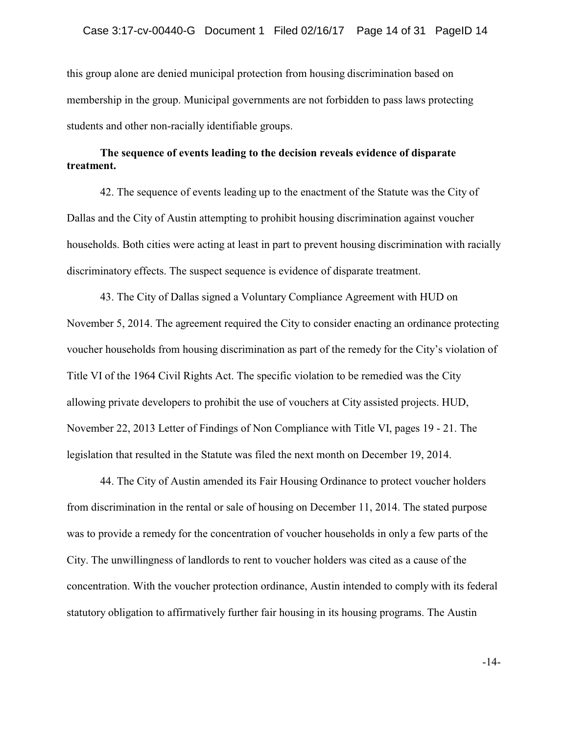this group alone are denied municipal protection from housing discrimination based on membership in the group. Municipal governments are not forbidden to pass laws protecting students and other non-racially identifiable groups.

**The sequence of events leading to the decision reveals evidence of disparate treatment.**

42. The sequence of events leading up to the enactment of the Statute was the City of Dallas and the City of Austin attempting to prohibit housing discrimination against voucher households. Both cities were acting at least in part to prevent housing discrimination with racially discriminatory effects. The suspect sequence is evidence of disparate treatment.

43. The City of Dallas signed a Voluntary Compliance Agreement with HUD on November 5, 2014. The agreement required the City to consider enacting an ordinance protecting voucher households from housing discrimination as part of the remedy for the City's violation of Title VI of the 1964 Civil Rights Act. The specific violation to be remedied was the City allowing private developers to prohibit the use of vouchers at City assisted projects. HUD, November 22, 2013 Letter of Findings of Non Compliance with Title VI, pages 19 - 21. The legislation that resulted in the Statute was filed the next month on December 19, 2014.

44. The City of Austin amended its Fair Housing Ordinance to protect voucher holders from discrimination in the rental or sale of housing on December 11, 2014. The stated purpose was to provide a remedy for the concentration of voucher households in only a few parts of the City. The unwillingness of landlords to rent to voucher holders was cited as a cause of the concentration. With the voucher protection ordinance, Austin intended to comply with its federal statutory obligation to affirmatively further fair housing in its housing programs. The Austin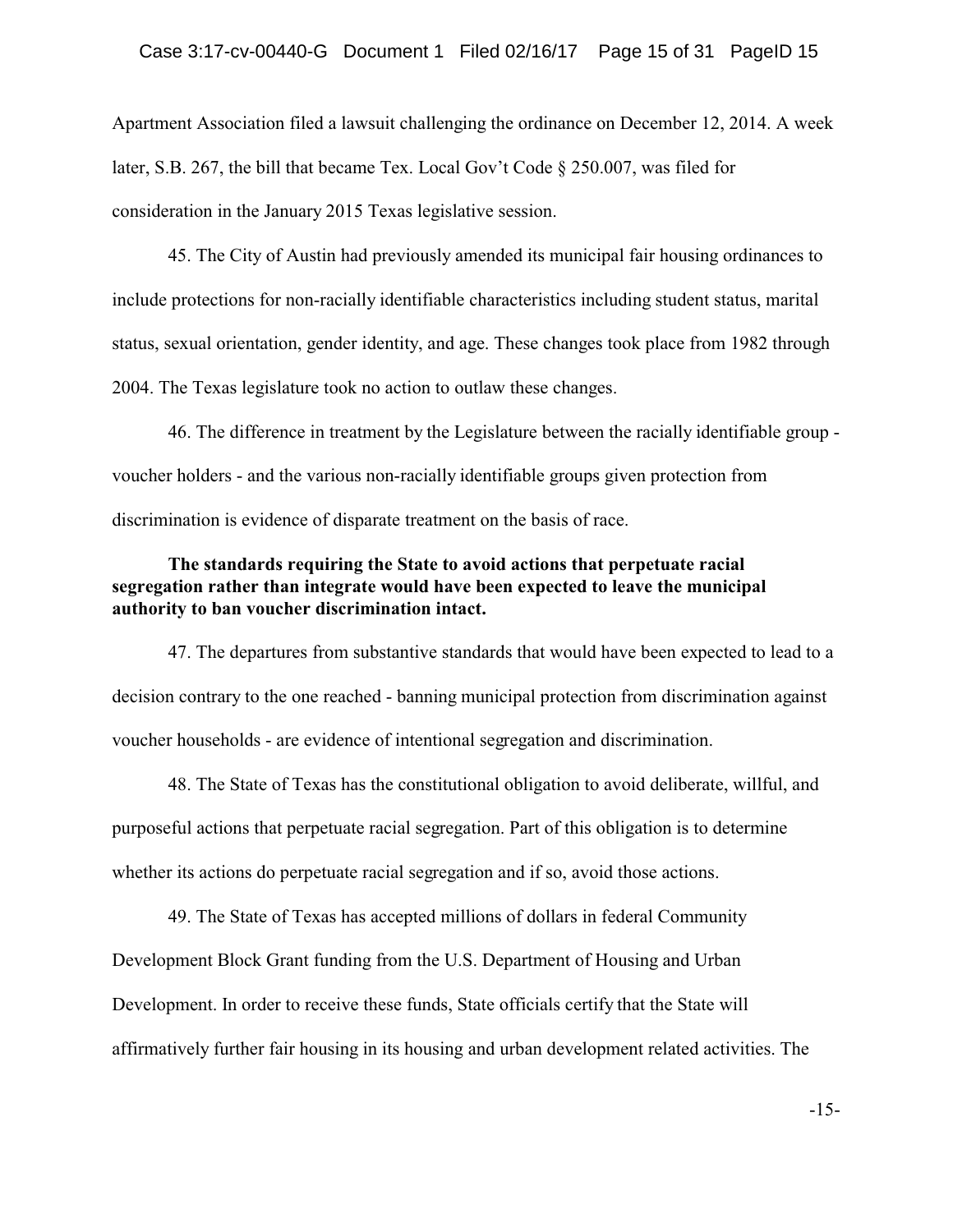Apartment Association filed a lawsuit challenging the ordinance on December 12, 2014. A week later, S.B. 267, the bill that became Tex. Local Gov't Code § 250.007, was filed for consideration in the January 2015 Texas legislative session.

45. The City of Austin had previously amended its municipal fair housing ordinances to include protections for non-racially identifiable characteristics including student status, marital status, sexual orientation, gender identity, and age. These changes took place from 1982 through 2004. The Texas legislature took no action to outlaw these changes.

46. The difference in treatment by the Legislature between the racially identifiable group - voucher holders - and the various non-racially identifiable groups given protection from discrimination is evidence of disparate treatment on the basis of race.

**The standards requiring the State to avoid actions that perpetuate racial segregation rather than integrate would have been expected to leave the municipal authority to ban voucher discrimination intact.**

47. The departures from substantive standards that would have been expected to lead to a decision contrary to the one reached - banning municipal protection from discrimination against voucher households - are evidence of intentional segregation and discrimination.

48. The State of Texas has the constitutional obligation to avoid deliberate, willful, and purposeful actions that perpetuate racial segregation. Part of this obligation is to determine whether its actions do perpetuate racial segregation and if so, avoid those actions.

49. The State of Texas has accepted millions of dollars in federal Community Development Block Grant funding from the U.S. Department of Housing and Urban Development. In order to receive these funds, State officials certify that the State will affirmatively further fair housing in its housing and urban development related activities. The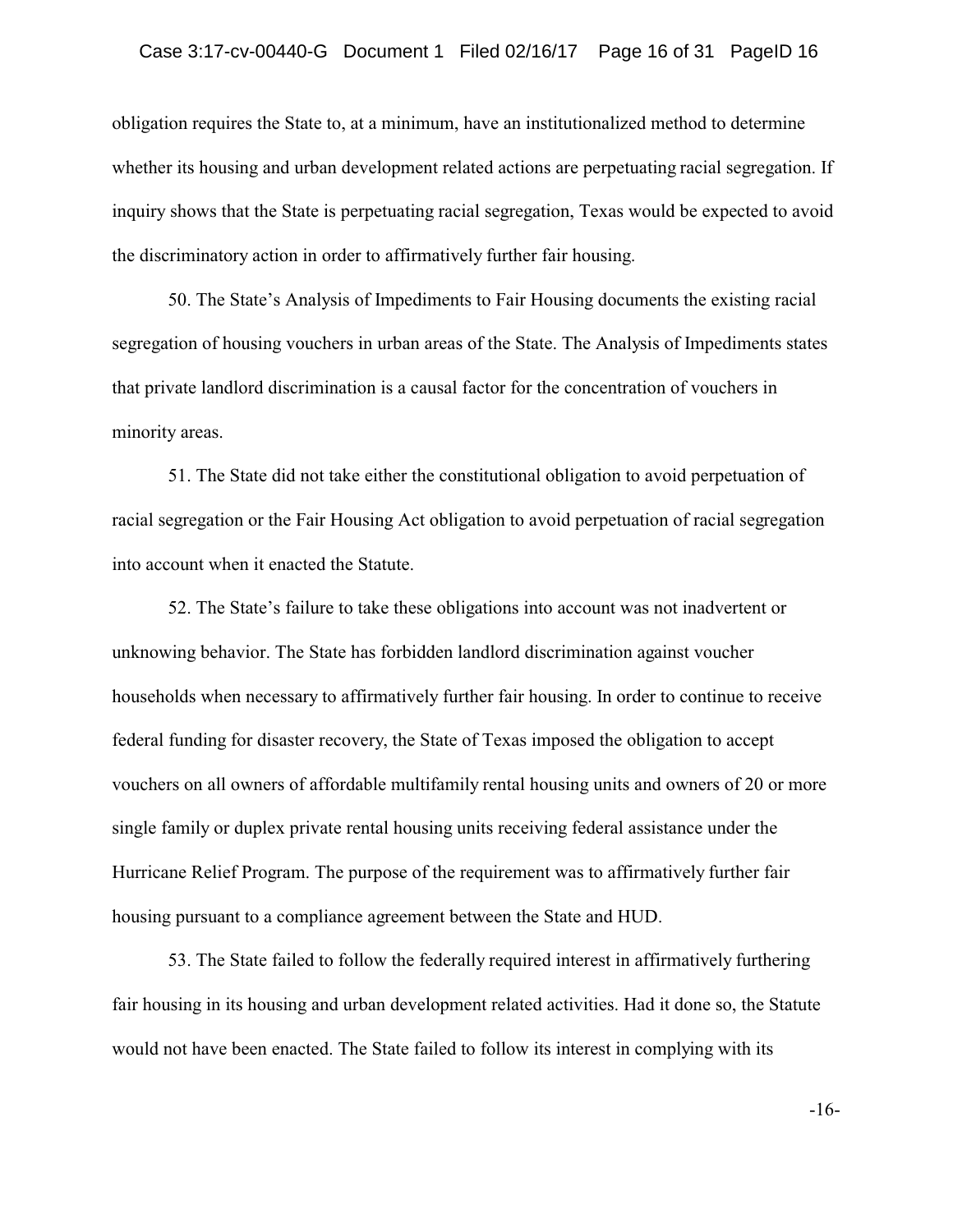obligation requires the State to, at a minimum, have an institutionalized method to determine whether its housing and urban development related actions are perpetuating racial segregation. If inquiry shows that the State is perpetuating racial segregation, Texas would be expected to avoid the discriminatory action in order to affirmatively further fair housing.

50. The State's Analysis of Impediments to Fair Housing documents the existing racial segregation of housing vouchers in urban areas of the State. The Analysis of Impediments states that private landlord discrimination is a causal factor for the concentration of vouchers in minority areas.

51. The State did not take either the constitutional obligation to avoid perpetuation of racial segregation or the Fair Housing Act obligation to avoid perpetuation of racial segregation into account when it enacted the Statute.

52. The State's failure to take these obligations into account was not inadvertent or unknowing behavior. The State has forbidden landlord discrimination against voucher households when necessary to affirmatively further fair housing. In order to continue to receive federal funding for disaster recovery, the State of Texas imposed the obligation to accept vouchers on all owners of affordable multifamily rental housing units and owners of 20 or more single family or duplex private rental housing units receiving federal assistance under the Hurricane Relief Program. The purpose of the requirement was to affirmatively further fair housing pursuant to a compliance agreement between the State and HUD.

53. The State failed to follow the federally required interest in affirmatively furthering fair housing in its housing and urban development related activities. Had it done so, the Statute would not have been enacted. The State failed to follow its interest in complying with its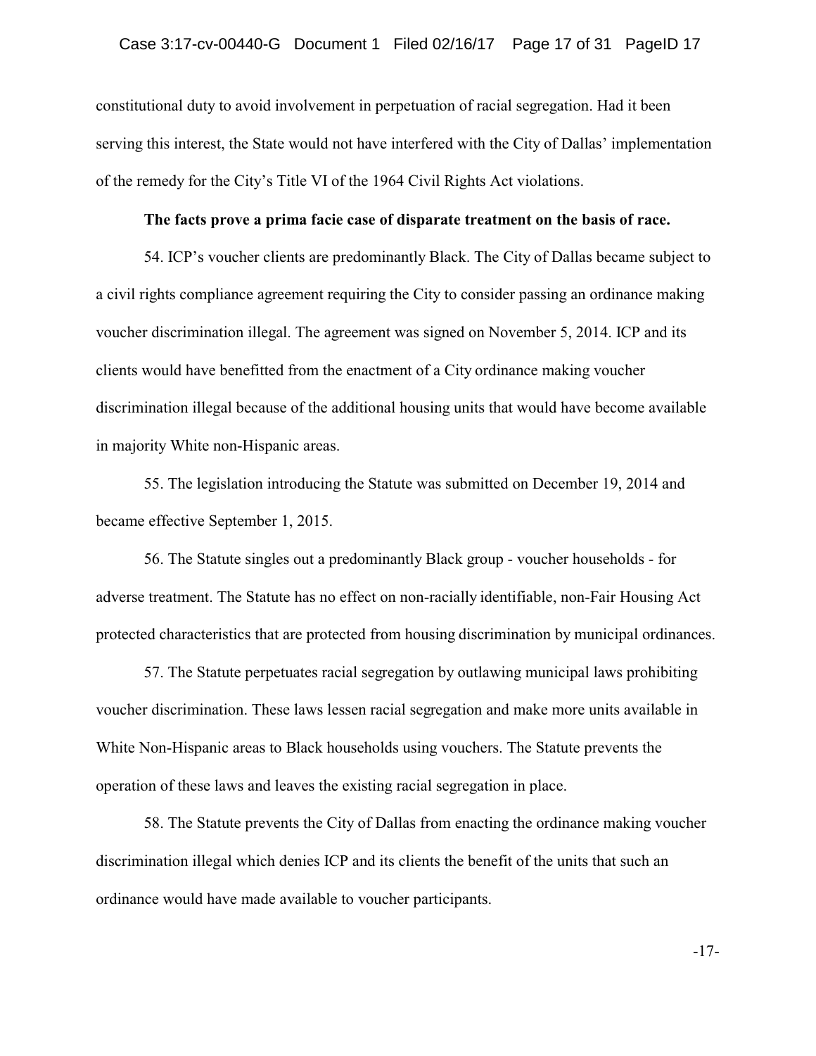constitutional duty to avoid involvement in perpetuation of racial segregation. Had it been serving this interest, the State would not have interfered with the City of Dallas' implementation of the remedy for the City's Title VI of the 1964 Civil Rights Act violations.

**The facts prove a prima facie case of disparate treatment on the basis of race.**

54. ICP's voucher clients are predominantly Black. The City of Dallas became subject to a civil rights compliance agreement requiring the City to consider passing an ordinance making voucher discrimination illegal. The agreement was signed on November 5, 2014. ICP and its clients would have benefitted from the enactment of a City ordinance making voucher discrimination illegal because of the additional housing units that would have become available in majority White non-Hispanic areas.

55. The legislation introducing the Statute was submitted on December 19, 2014 and became effective September 1, 2015.

56. The Statute singles out a predominantly Black group - voucher households - for adverse treatment. The Statute has no effect on non-racially identifiable, non-Fair Housing Act protected characteristics that are protected from housing discrimination by municipal ordinances.

57. The Statute perpetuates racial segregation by outlawing municipal laws prohibiting voucher discrimination. These laws lessen racial segregation and make more units available in White Non-Hispanic areas to Black households using vouchers. The Statute prevents the operation of these laws and leaves the existing racial segregation in place.

58. The Statute prevents the City of Dallas from enacting the ordinance making voucher discrimination illegal which denies ICP and its clients the benefit of the units that such an ordinance would have made available to voucher participants.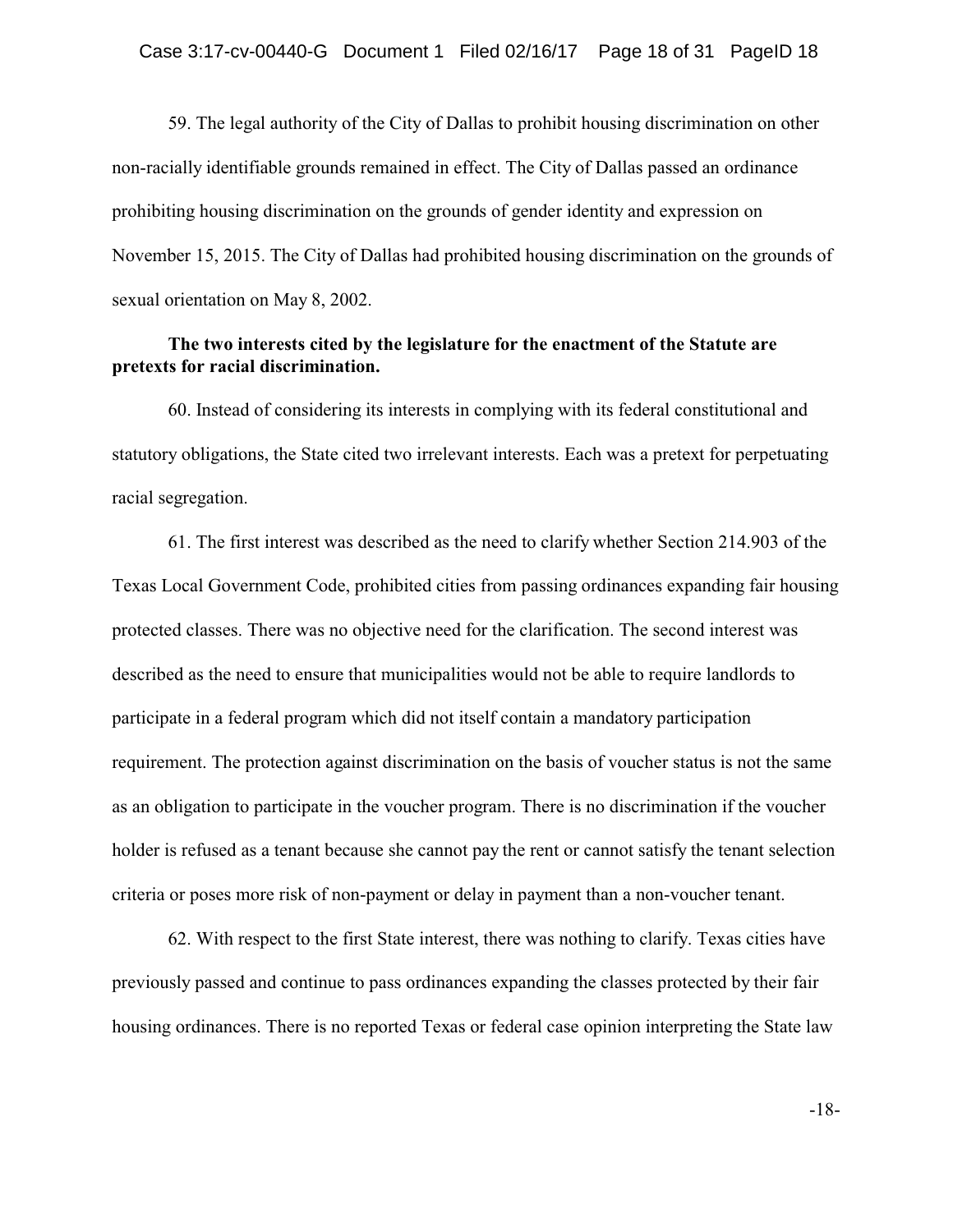59. The legal authority of the City of Dallas to prohibit housing discrimination on other non-racially identifiable grounds remained in effect. The City of Dallas passed an ordinance prohibiting housing discrimination on the grounds of gender identity and expression on November 15, 2015. The City of Dallas had prohibited housing discrimination on the grounds of sexual orientation on May 8, 2002.

**The two interests cited by the legislature for the enactment of the Statute are pretexts for racial discrimination.**

60. Instead of considering its interests in complying with its federal constitutional and statutory obligations, the State cited two irrelevant interests. Each was a pretext for perpetuating racial segregation.

61. The first interest was described as the need to clarify whether Section 214.903 of the Texas Local Government Code, prohibited cities from passing ordinances expanding fair housing protected classes. There was no objective need for the clarification. The second interest was described as the need to ensure that municipalities would not be able to require landlords to participate in a federal program which did not itself contain a mandatory participation requirement. The protection against discrimination on the basis of voucher status is not the same as an obligation to participate in the voucher program. There is no discrimination if the voucher holder is refused as a tenant because she cannot pay the rent or cannot satisfy the tenant selection criteria or poses more risk of non-payment or delay in payment than a non-voucher tenant.

62. With respect to the first State interest, there was nothing to clarify. Texas cities have previously passed and continue to pass ordinances expanding the classes protected by their fair housing ordinances. There is no reported Texas or federal case opinion interpreting the State law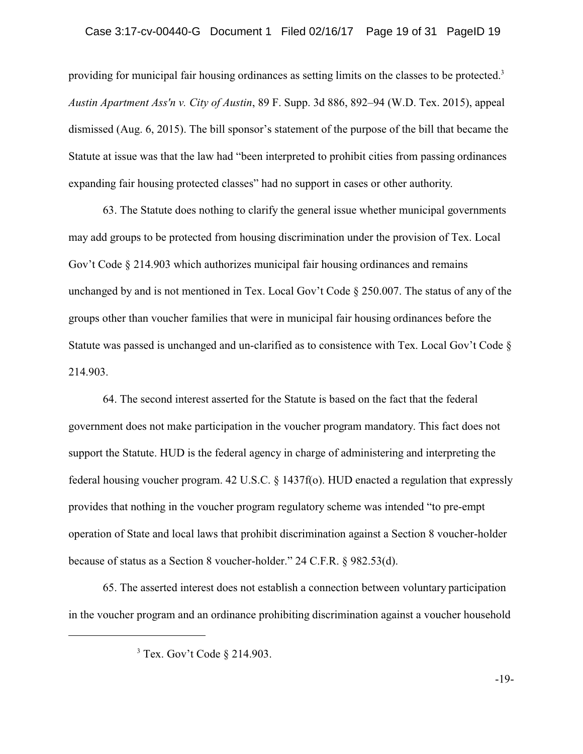providing for municipal fair housing ordinances as setting limits on the classes to be protected.[3] *Austin Apartment Ass'n v. City of Austin*, 89 F. Supp. 3d 886, 892–94 (W.D. Tex. 2015), appeal dismissed (Aug. 6, 2015). The bill sponsor's statement of the purpose of the bill that became the Statute at issue was that the law had "been interpreted to prohibit cities from passing ordinances expanding fair housing protected classes" had no support in cases or other authority.

63. The Statute does nothing to clarify the general issue whether municipal governments may add groups to be protected from housing discrimination under the provision of Tex. Local Gov't Code § 214.903 which authorizes municipal fair housing ordinances and remains unchanged by and is not mentioned in Tex. Local Gov't Code § 250.007. The status of any of the groups other than voucher families that were in municipal fair housing ordinances before the Statute was passed is unchanged and un-clarified as to consistence with Tex. Local Gov't Code § 214.903.

64. The second interest asserted for the Statute is based on the fact that the federal government does not make participation in the voucher program mandatory. This fact does not support the Statute. HUD is the federal agency in charge of administering and interpreting the federal housing voucher program. 42 U.S.C. § 1437f(o). HUD enacted a regulation that expressly provides that nothing in the voucher program regulatory scheme was intended "to pre-empt operation of State and local laws that prohibit discrimination against a Section 8 voucher-holder because of status as a Section 8 voucher-holder." 24 C.F.R. § 982.53(d).

65. The asserted interest does not establish a connection between voluntary participation in the voucher program and an ordinance prohibiting discrimination against a voucher household

[3] Tex. Gov't Code § 214.903.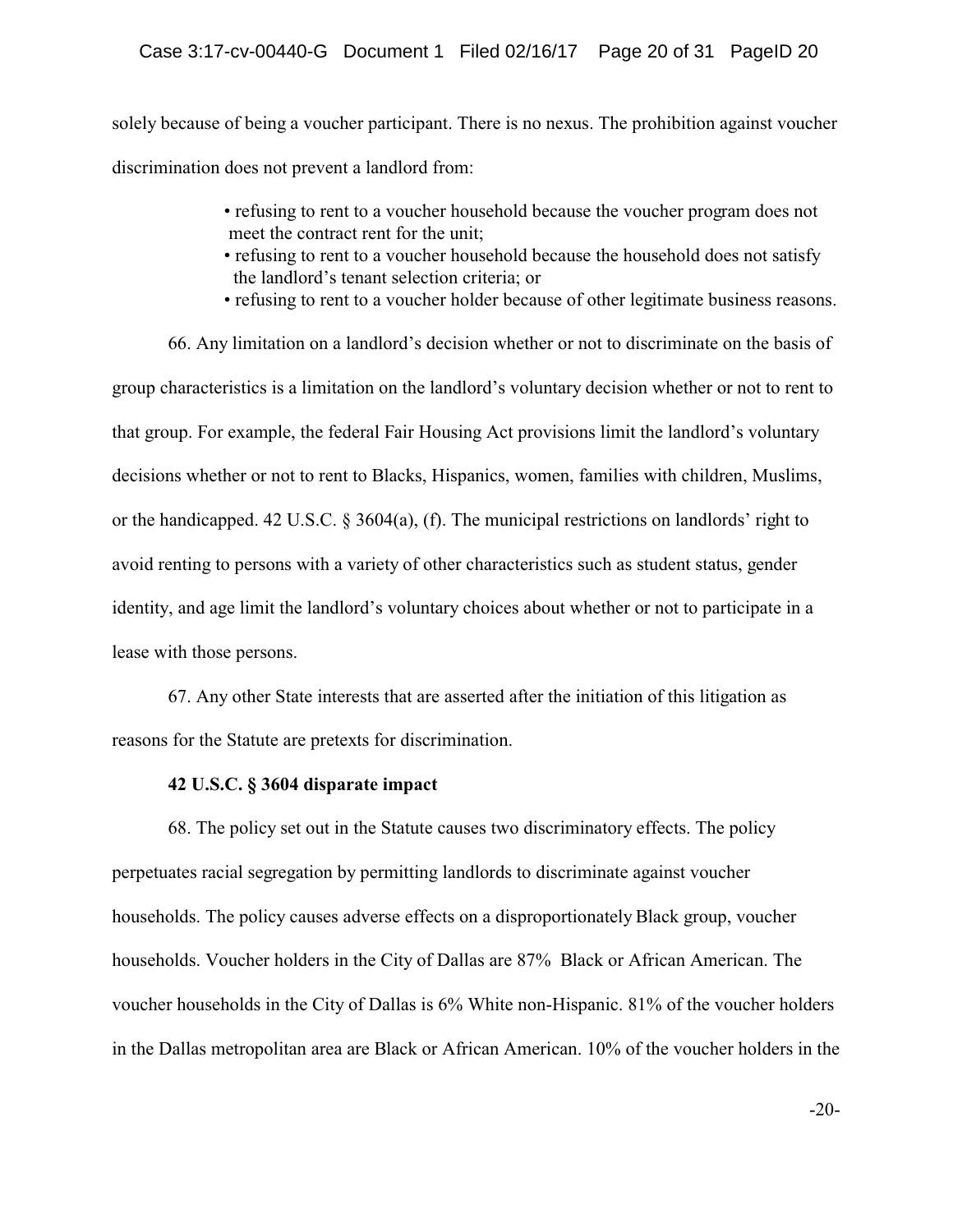solely because of being a voucher participant. There is no nexus. The prohibition against voucher discrimination does not prevent a landlord from:

- refusing to rent to a voucher household because the voucher program does not meet the contract rent for the unit;
- refusing to rent to a voucher household because the household does not satisfy the landlord's tenant selection criteria; or
- refusing to rent to a voucher holder because of other legitimate business reasons.

66. Any limitation on a landlord's decision whether or not to discriminate on the basis of group characteristics is a limitation on the landlord's voluntary decision whether or not to rent to that group. For example, the federal Fair Housing Act provisions limit the landlord's voluntary decisions whether or not to rent to Blacks, Hispanics, women, families with children, Muslims, or the handicapped. 42 U.S.C. § 3604(a), (f). The municipal restrictions on landlords' right to avoid renting to persons with a variety of other characteristics such as student status, gender identity, and age limit the landlord's voluntary choices about whether or not to participate in a lease with those persons.

67. Any other State interests that are asserted after the initiation of this litigation as reasons for the Statute are pretexts for discrimination.

**42 U.S.C. § 3604 disparate impact**

68. The policy set out in the Statute causes two discriminatory effects. The policy perpetuates racial segregation by permitting landlords to discriminate against voucher households. The policy causes adverse effects on a disproportionately Black group, voucher households. Voucher holders in the City of Dallas are 87% Black or African American. The voucher households in the City of Dallas is 6% White non-Hispanic. 81% of the voucher holders in the Dallas metropolitan area are Black or African American. 10% of the voucher holders in the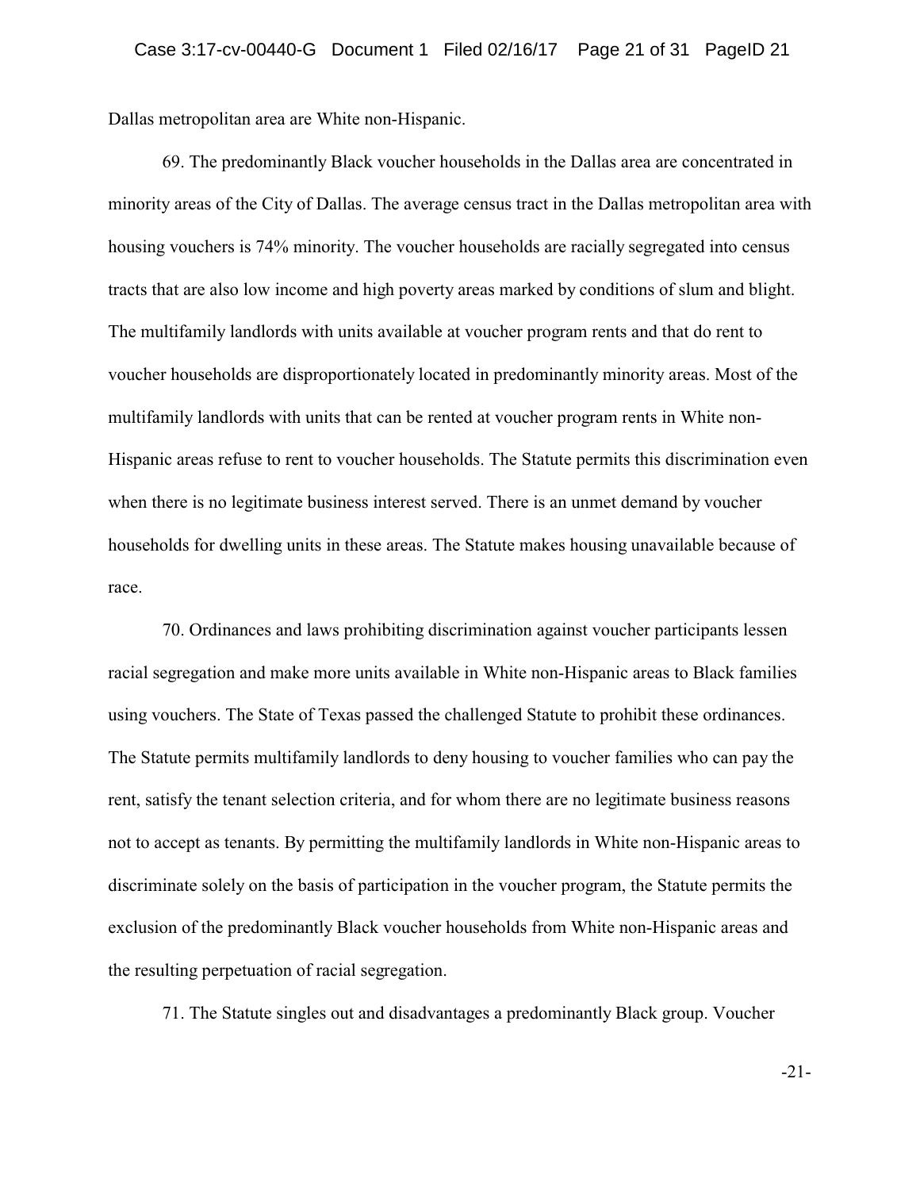Dallas metropolitan area are White non-Hispanic.

69. The predominantly Black voucher households in the Dallas area are concentrated in minority areas of the City of Dallas. The average census tract in the Dallas metropolitan area with housing vouchers is 74% minority. The voucher households are racially segregated into census tracts that are also low income and high poverty areas marked by conditions of slum and blight. The multifamily landlords with units available at voucher program rents and that do rent to voucher households are disproportionately located in predominantly minority areas. Most of the multifamily landlords with units that can be rented at voucher program rents in White non-Hispanic areas refuse to rent to voucher households. The Statute permits this discrimination even when there is no legitimate business interest served. There is an unmet demand by voucher households for dwelling units in these areas. The Statute makes housing unavailable because of race.

70. Ordinances and laws prohibiting discrimination against voucher participants lessen racial segregation and make more units available in White non-Hispanic areas to Black families using vouchers. The State of Texas passed the challenged Statute to prohibit these ordinances. The Statute permits multifamily landlords to deny housing to voucher families who can pay the rent, satisfy the tenant selection criteria, and for whom there are no legitimate business reasons not to accept as tenants. By permitting the multifamily landlords in White non-Hispanic areas to discriminate solely on the basis of participation in the voucher program, the Statute permits the exclusion of the predominantly Black voucher households from White non-Hispanic areas and the resulting perpetuation of racial segregation.

71. The Statute singles out and disadvantages a predominantly Black group. Voucher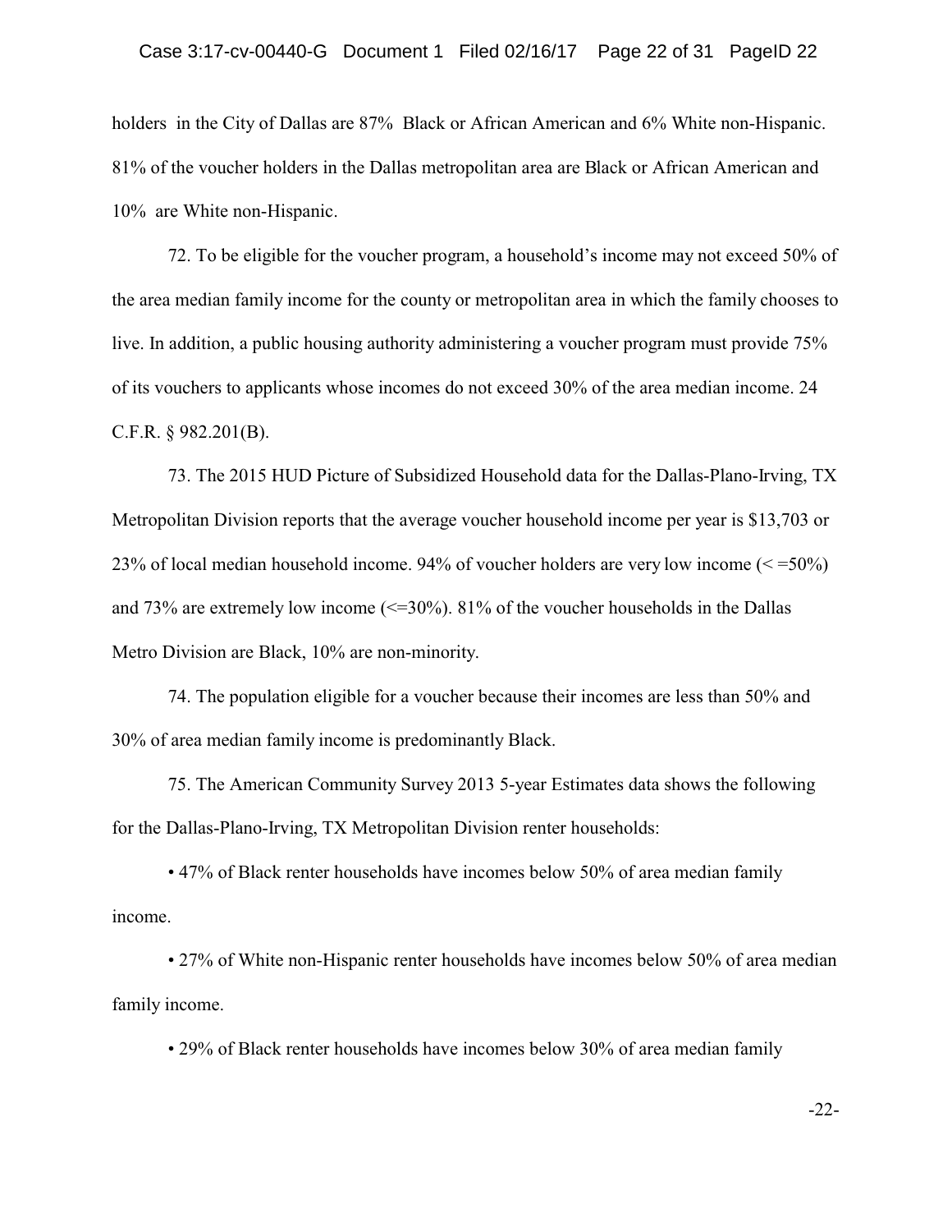holders in the City of Dallas are 87% Black or African American and 6% White non-Hispanic. 81% of the voucher holders in the Dallas metropolitan area are Black or African American and 10% are White non-Hispanic.

72. To be eligible for the voucher program, a household's income may not exceed 50% of the area median family income for the county or metropolitan area in which the family chooses to live. In addition, a public housing authority administering a voucher program must provide 75% of its vouchers to applicants whose incomes do not exceed 30% of the area median income. 24 C.F.R. § 982.201(B).

73. The 2015 HUD Picture of Subsidized Household data for the Dallas-Plano-Irving, TX Metropolitan Division reports that the average voucher household income per year is $13,703 or 23% of local median household income. 94% of voucher holders are very low income (< =50%) and 73% are extremely low income (<=30%). 81% of the voucher households in the Dallas Metro Division are Black, 10% are non-minority.

74. The population eligible for a voucher because their incomes are less than 50% and 30% of area median family income is predominantly Black.

75. The American Community Survey 2013 5-year Estimates data shows the following for the Dallas-Plano-Irving, TX Metropolitan Division renter households:

- 47% of Black renter households have incomes below 50% of area median family income.
- 27% of White non-Hispanic renter households have incomes below 50% of area median family income.
- 29% of Black renter households have incomes below 30% of area median family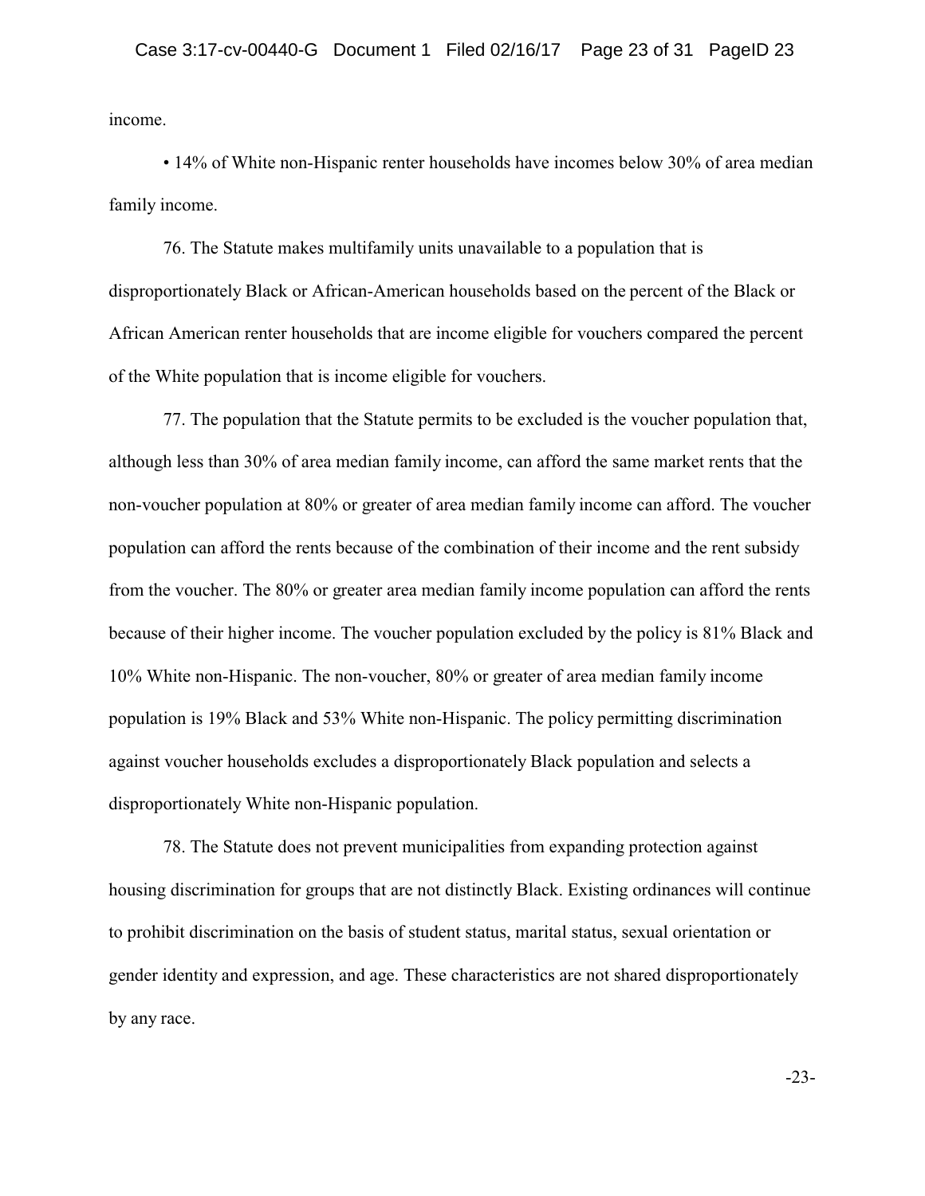income.

• 14% of White non-Hispanic renter households have incomes below 30% of area median family income.

76. The Statute makes multifamily units unavailable to a population that is disproportionately Black or African-American households based on the percent of the Black or African American renter households that are income eligible for vouchers compared the percent of the White population that is income eligible for vouchers.

77. The population that the Statute permits to be excluded is the voucher population that, although less than 30% of area median family income, can afford the same market rents that the non-voucher population at 80% or greater of area median family income can afford. The voucher population can afford the rents because of the combination of their income and the rent subsidy from the voucher. The 80% or greater area median family income population can afford the rents because of their higher income. The voucher population excluded by the policy is 81% Black and 10% White non-Hispanic. The non-voucher, 80% or greater of area median family income population is 19% Black and 53% White non-Hispanic. The policy permitting discrimination against voucher households excludes a disproportionately Black population and selects a disproportionately White non-Hispanic population.

78. The Statute does not prevent municipalities from expanding protection against housing discrimination for groups that are not distinctly Black. Existing ordinances will continue to prohibit discrimination on the basis of student status, marital status, sexual orientation or gender identity and expression, and age. These characteristics are not shared disproportionately by any race.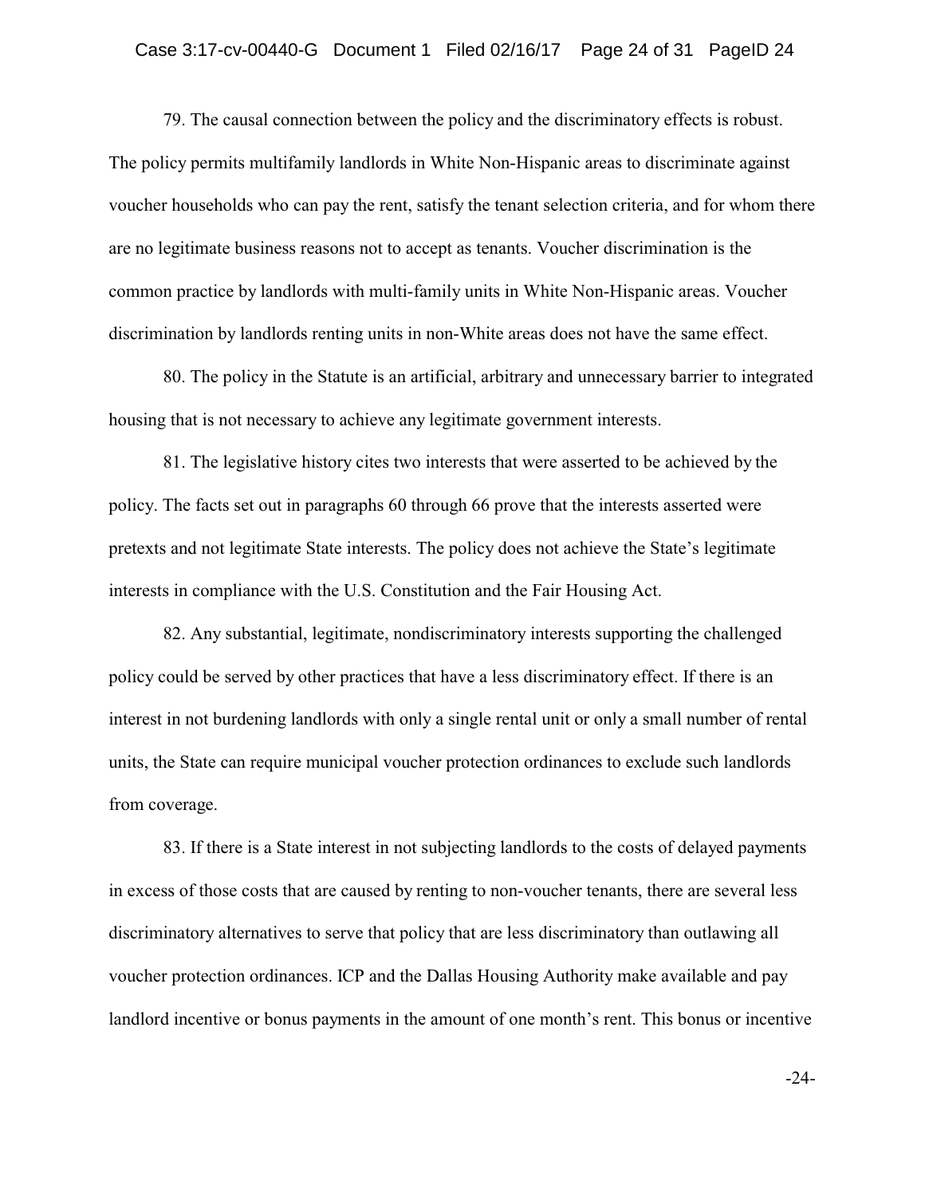79. The causal connection between the policy and the discriminatory effects is robust. The policy permits multifamily landlords in White Non-Hispanic areas to discriminate against voucher households who can pay the rent, satisfy the tenant selection criteria, and for whom there are no legitimate business reasons not to accept as tenants. Voucher discrimination is the common practice by landlords with multi-family units in White Non-Hispanic areas. Voucher discrimination by landlords renting units in non-White areas does not have the same effect.

80. The policy in the Statute is an artificial, arbitrary and unnecessary barrier to integrated housing that is not necessary to achieve any legitimate government interests.

81. The legislative history cites two interests that were asserted to be achieved by the policy. The facts set out in paragraphs 60 through 66 prove that the interests asserted were pretexts and not legitimate State interests. The policy does not achieve the State's legitimate interests in compliance with the U.S. Constitution and the Fair Housing Act.

82. Any substantial, legitimate, nondiscriminatory interests supporting the challenged policy could be served by other practices that have a less discriminatory effect. If there is an interest in not burdening landlords with only a single rental unit or only a small number of rental units, the State can require municipal voucher protection ordinances to exclude such landlords from coverage.

83. If there is a State interest in not subjecting landlords to the costs of delayed payments in excess of those costs that are caused by renting to non-voucher tenants, there are several less discriminatory alternatives to serve that policy that are less discriminatory than outlawing all voucher protection ordinances. ICP and the Dallas Housing Authority make available and pay landlord incentive or bonus payments in the amount of one month's rent. This bonus or incentive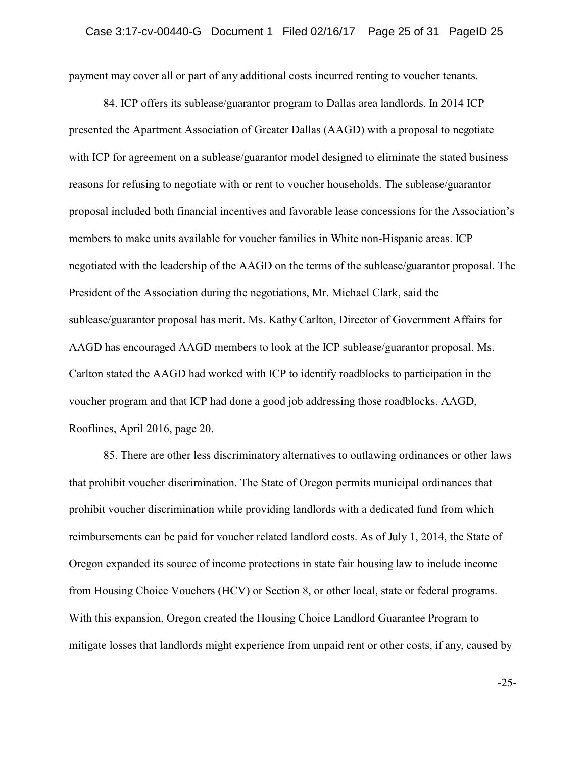payment may cover all or part of any additional costs incurred renting to voucher tenants.

84. ICP offers its sublease/guarantor program to Dallas area landlords. In 2014 ICP presented the Apartment Association of Greater Dallas (AAGD) with a proposal to negotiate with ICP for agreement on a sublease/guarantor model designed to eliminate the stated business reasons for refusing to negotiate with or rent to voucher households. The sublease/guarantor proposal included both financial incentives and favorable lease concessions for the Association's members to make units available for voucher families in White non-Hispanic areas. ICP negotiated with the leadership of the AAGD on the terms of the sublease/guarantor proposal. The President of the Association during the negotiations, Mr. Michael Clark, said the sublease/guarantor proposal has merit. Ms. Kathy Carlton, Director of Government Affairs for AAGD has encouraged AAGD members to look at the ICP sublease/guarantor proposal. Ms. Carlton stated the AAGD had worked with ICP to identify roadblocks to participation in the voucher program and that ICP had done a good job addressing those roadblocks. AAGD, Rooflines, April 2016, page 20.

85. There are other less discriminatory alternatives to outlawing ordinances or other laws that prohibit voucher discrimination. The State of Oregon permits municipal ordinances that prohibit voucher discrimination while providing landlords with a dedicated fund from which reimbursements can be paid for voucher related landlord costs. As of July 1, 2014, the State of Oregon expanded its source of income protections in state fair housing law to include income from Housing Choice Vouchers (HCV) or Section 8, or other local, state or federal programs. With this expansion, Oregon created the Housing Choice Landlord Guarantee Program to mitigate losses that landlords might experience from unpaid rent or other costs, if any, caused by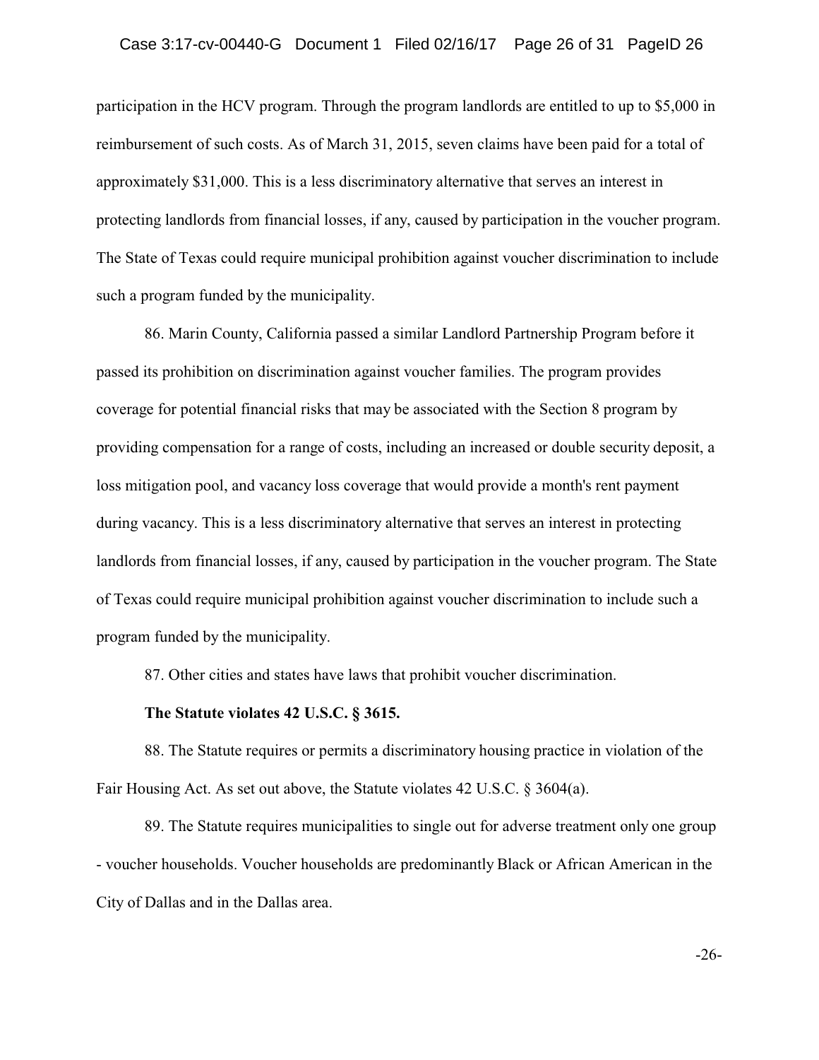participation in the HCV program. Through the program landlords are entitled to up to $5,000 in reimbursement of such costs. As of March 31, 2015, seven claims have been paid for a total of approximately $31,000. This is a less discriminatory alternative that serves an interest in protecting landlords from financial losses, if any, caused by participation in the voucher program. The State of Texas could require municipal prohibition against voucher discrimination to include such a program funded by the municipality.

86. Marin County, California passed a similar Landlord Partnership Program before it passed its prohibition on discrimination against voucher families. The program provides coverage for potential financial risks that may be associated with the Section 8 program by providing compensation for a range of costs, including an increased or double security deposit, a loss mitigation pool, and vacancy loss coverage that would provide a month's rent payment during vacancy. This is a less discriminatory alternative that serves an interest in protecting landlords from financial losses, if any, caused by participation in the voucher program. The State of Texas could require municipal prohibition against voucher discrimination to include such a program funded by the municipality.

87. Other cities and states have laws that prohibit voucher discrimination.

**The Statute violates 42 U.S.C. § 3615.**

88. The Statute requires or permits a discriminatory housing practice in violation of the Fair Housing Act. As set out above, the Statute violates 42 U.S.C. § 3604(a).

89. The Statute requires municipalities to single out for adverse treatment only one group - voucher households. Voucher households are predominantly Black or African American in the City of Dallas and in the Dallas area.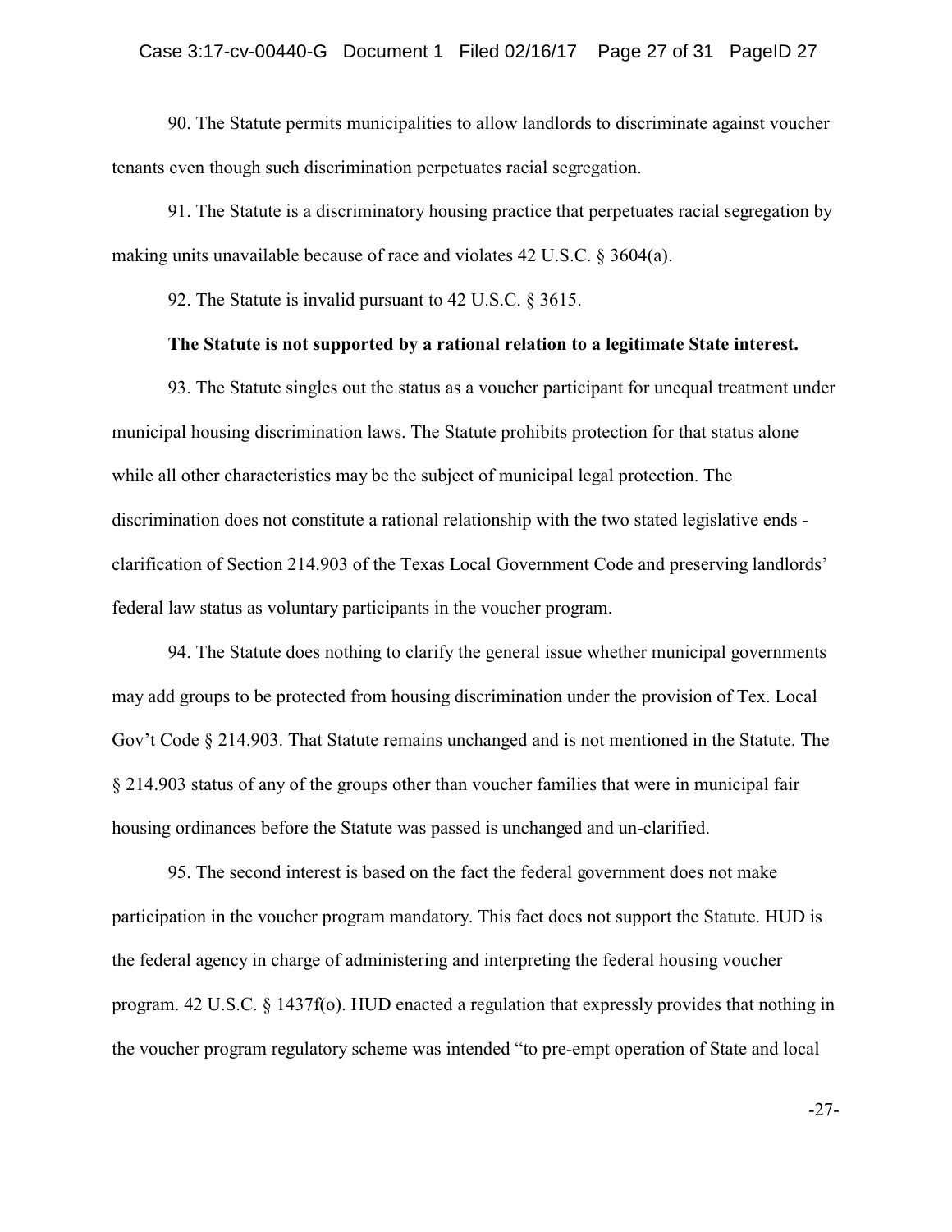90. The Statute permits municipalities to allow landlords to discriminate against voucher tenants even though such discrimination perpetuates racial segregation.

91. The Statute is a discriminatory housing practice that perpetuates racial segregation by making units unavailable because of race and violates 42 U.S.C. § 3604(a).

92. The Statute is invalid pursuant to 42 U.S.C. § 3615.

**The Statute is not supported by a rational relation to a legitimate State interest.**

93. The Statute singles out the status as a voucher participant for unequal treatment under municipal housing discrimination laws. The Statute prohibits protection for that status alone while all other characteristics may be the subject of municipal legal protection. The discrimination does not constitute a rational relationship with the two stated legislative ends - clarification of Section 214.903 of the Texas Local Government Code and preserving landlords' federal law status as voluntary participants in the voucher program.

94. The Statute does nothing to clarify the general issue whether municipal governments may add groups to be protected from housing discrimination under the provision of Tex. Local Gov't Code § 214.903. That Statute remains unchanged and is not mentioned in the Statute. The § 214.903 status of any of the groups other than voucher families that were in municipal fair housing ordinances before the Statute was passed is unchanged and un-clarified.

95. The second interest is based on the fact the federal government does not make participation in the voucher program mandatory. This fact does not support the Statute. HUD is the federal agency in charge of administering and interpreting the federal housing voucher program. 42 U.S.C. § 1437f(o). HUD enacted a regulation that expressly provides that nothing in the voucher program regulatory scheme was intended "to pre-empt operation of State and local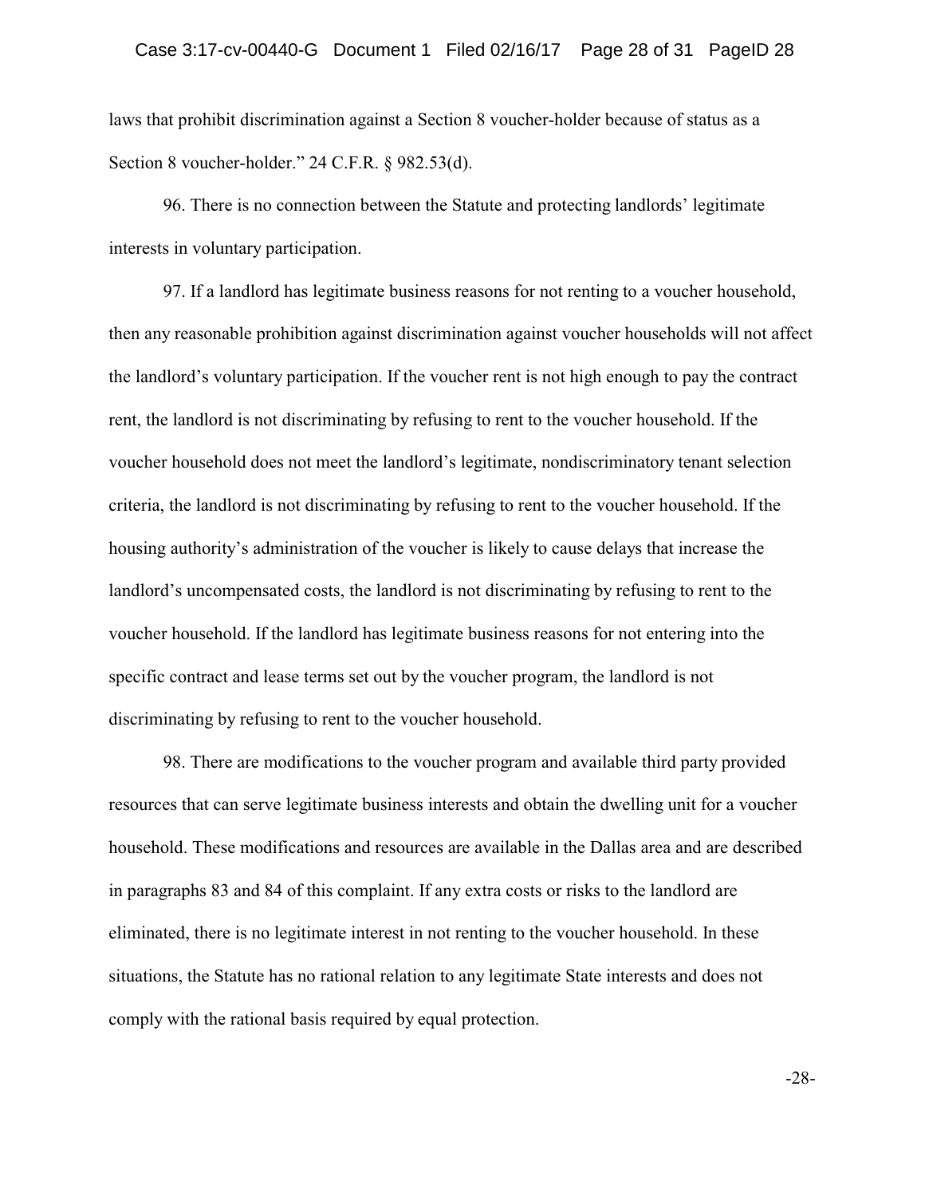laws that prohibit discrimination against a Section 8 voucher-holder because of status as a Section 8 voucher-holder." 24 C.F.R. § 982.53(d).

96. There is no connection between the Statute and protecting landlords' legitimate interests in voluntary participation.

97. If a landlord has legitimate business reasons for not renting to a voucher household, then any reasonable prohibition against discrimination against voucher households will not affect the landlord's voluntary participation. If the voucher rent is not high enough to pay the contract rent, the landlord is not discriminating by refusing to rent to the voucher household. If the voucher household does not meet the landlord's legitimate, nondiscriminatory tenant selection criteria, the landlord is not discriminating by refusing to rent to the voucher household. If the housing authority's administration of the voucher is likely to cause delays that increase the landlord's uncompensated costs, the landlord is not discriminating by refusing to rent to the voucher household. If the landlord has legitimate business reasons for not entering into the specific contract and lease terms set out by the voucher program, the landlord is not discriminating by refusing to rent to the voucher household.

98. There are modifications to the voucher program and available third party provided resources that can serve legitimate business interests and obtain the dwelling unit for a voucher household. These modifications and resources are available in the Dallas area and are described in paragraphs 83 and 84 of this complaint. If any extra costs or risks to the landlord are eliminated, there is no legitimate interest in not renting to the voucher household. In these situations, the Statute has no rational relation to any legitimate State interests and does not comply with the rational basis required by equal protection.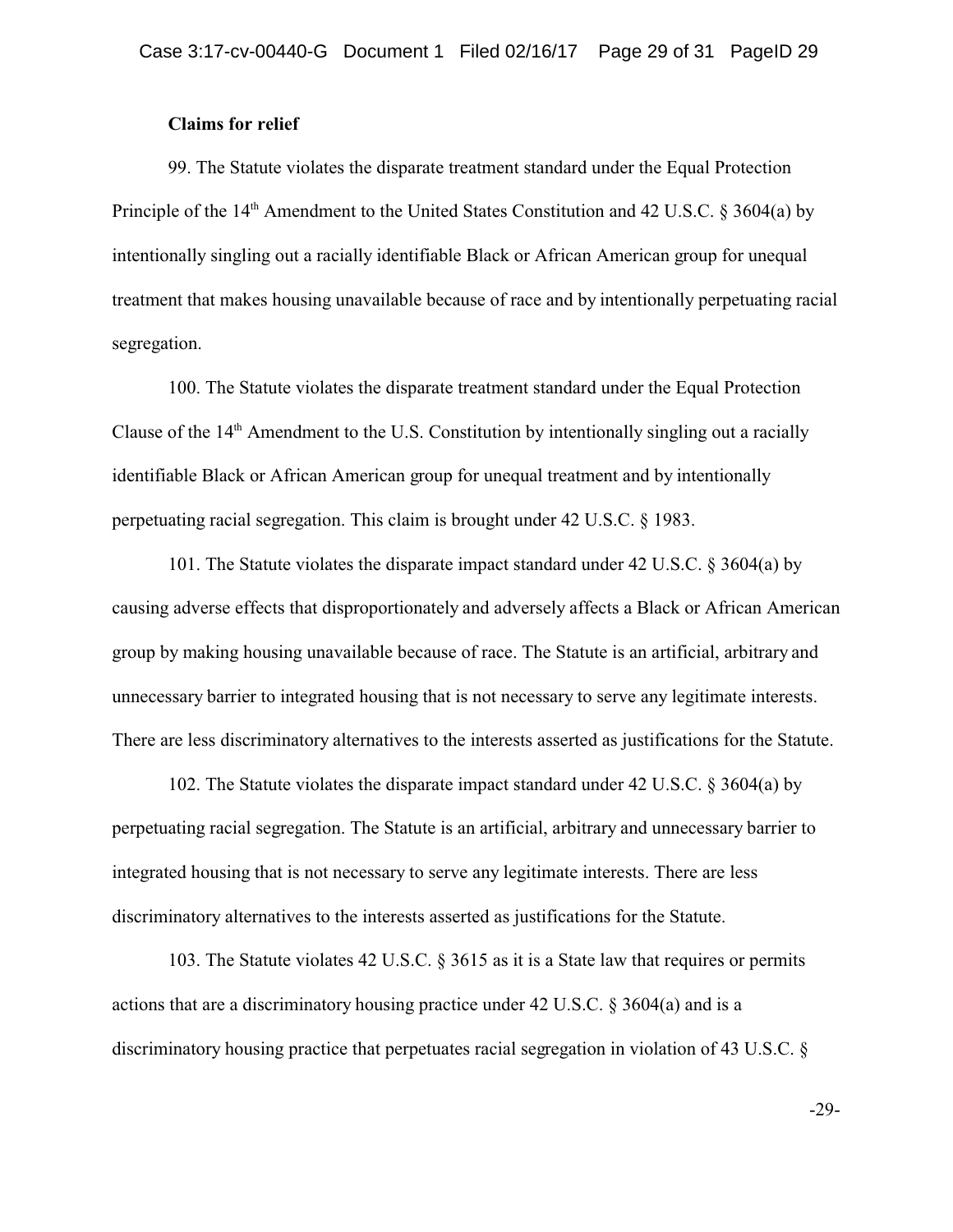**Claims for relief**

99. The Statute violates the disparate treatment standard under the Equal Protection Principle of the 14th Amendment to the United States Constitution and 42 U.S.C. § 3604(a) by intentionally singling out a racially identifiable Black or African American group for unequal treatment that makes housing unavailable because of race and by intentionally perpetuating racial segregation.

100. The Statute violates the disparate treatment standard under the Equal Protection Clause of the 14th Amendment to the U.S. Constitution by intentionally singling out a racially identifiable Black or African American group for unequal treatment and by intentionally perpetuating racial segregation. This claim is brought under 42 U.S.C. § 1983.

101. The Statute violates the disparate impact standard under 42 U.S.C. § 3604(a) by causing adverse effects that disproportionately and adversely affects a Black or African American group by making housing unavailable because of race. The Statute is an artificial, arbitrary and unnecessary barrier to integrated housing that is not necessary to serve any legitimate interests. There are less discriminatory alternatives to the interests asserted as justifications for the Statute.

102. The Statute violates the disparate impact standard under 42 U.S.C. § 3604(a) by perpetuating racial segregation. The Statute is an artificial, arbitrary and unnecessary barrier to integrated housing that is not necessary to serve any legitimate interests. There are less discriminatory alternatives to the interests asserted as justifications for the Statute.

103. The Statute violates 42 U.S.C. § 3615 as it is a State law that requires or permits actions that are a discriminatory housing practice under 42 U.S.C. § 3604(a) and is a discriminatory housing practice that perpetuates racial segregation in violation of 43 U.S.C. §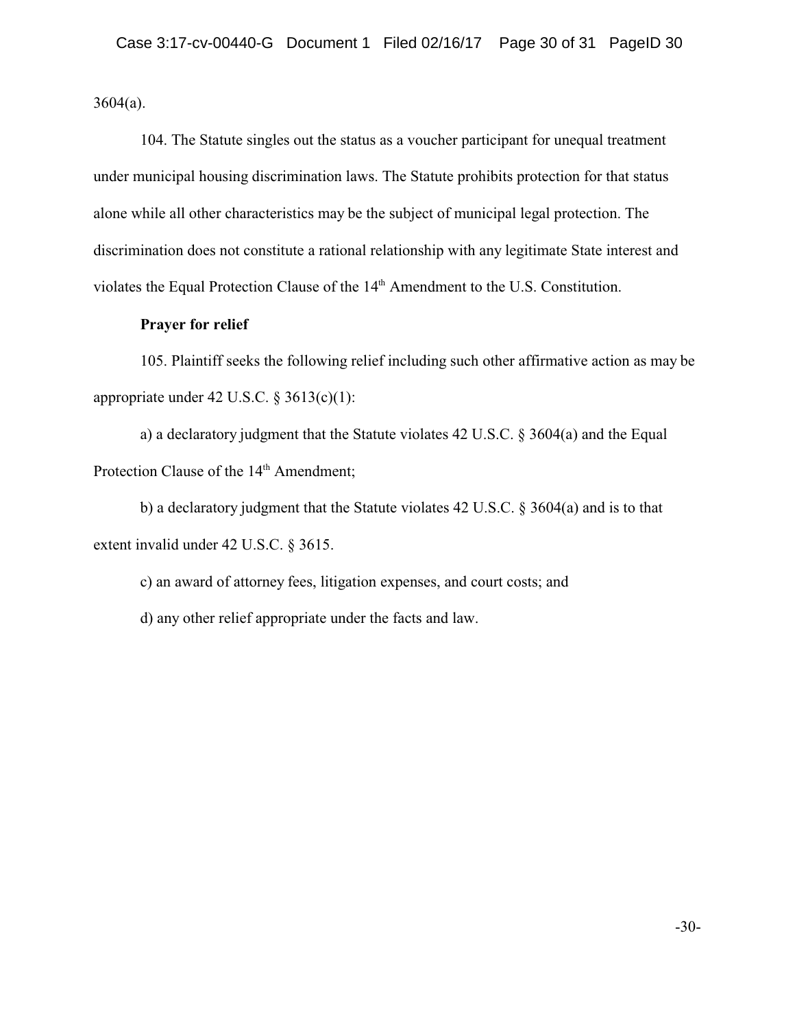3604(a).

104. The Statute singles out the status as a voucher participant for unequal treatment under municipal housing discrimination laws. The Statute prohibits protection for that status alone while all other characteristics may be the subject of municipal legal protection. The discrimination does not constitute a rational relationship with any legitimate State interest and violates the Equal Protection Clause of the 14th Amendment to the U.S. Constitution.

**Prayer for relief**

105. Plaintiff seeks the following relief including such other affirmative action as may be appropriate under 42 U.S.C. § 3613(c)(1):

a) a declaratory judgment that the Statute violates 42 U.S.C. § 3604(a) and the Equal Protection Clause of the 14th Amendment;

b) a declaratory judgment that the Statute violates 42 U.S.C. § 3604(a) and is to that extent invalid under 42 U.S.C. § 3615.

c) an award of attorney fees, litigation expenses, and court costs; and

d) any other relief appropriate under the facts and law.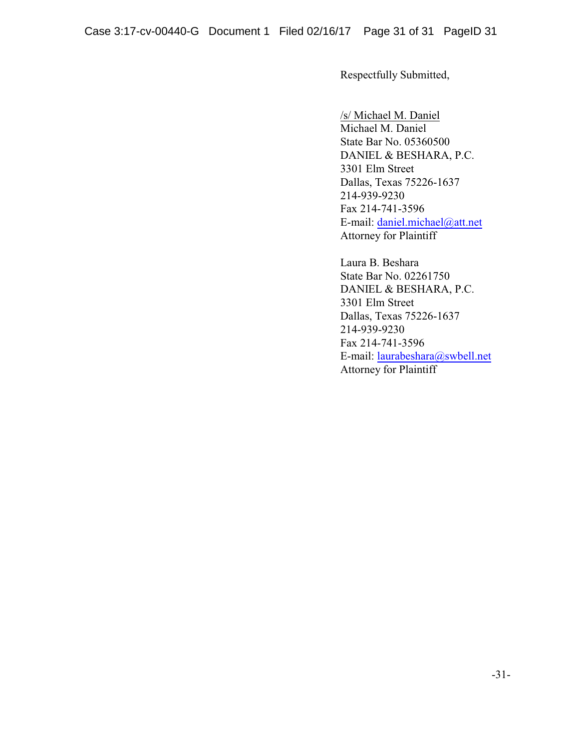Respectfully Submitted,

/s/ Michael M. Daniel
Michael M. Daniel
State Bar No. 05360500
DANIEL & BESHARA, P.C.
3301 Elm Street
Dallas, Texas 75226-1637
214-939-9230
Fax 214-741-3596
E-mail: daniel.michael@att.net
Attorney for Plaintiff

Laura B. Beshara
State Bar No. 02261750
DANIEL & BESHARA, P.C.
3301 Elm Street
Dallas, Texas 75226-1637
214-939-9230
Fax 214-741-3596
E-mail: laurabeshara@swbell.net
Attorney for Plaintiff